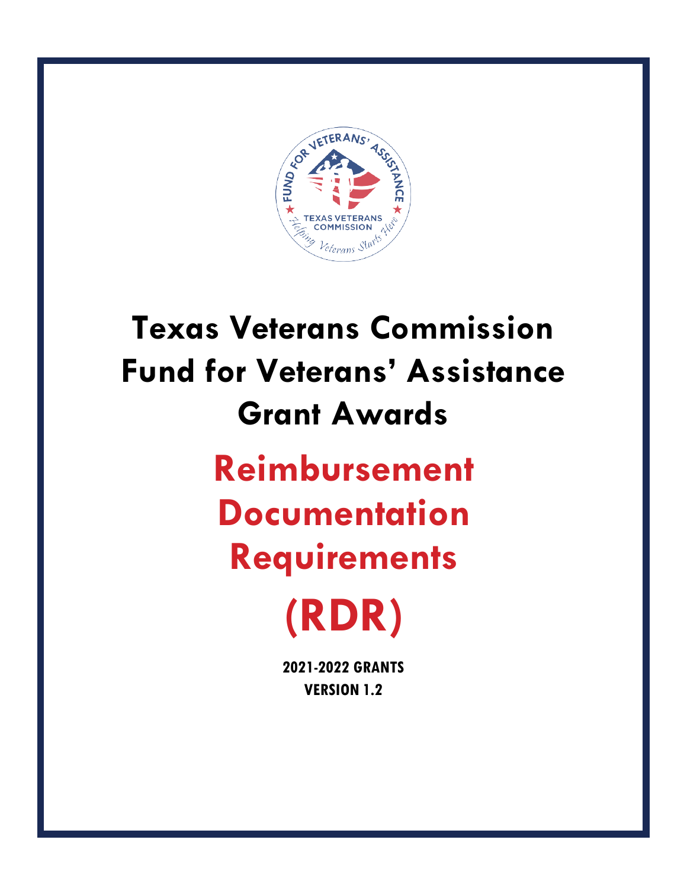# Texas Veterans Commission Fund for Veterans' Assistance Grant Awards

# Reimbursement Documentation Requirements

# (RDR)

**2021-2022 GRANTS**

**VERSION 1.2**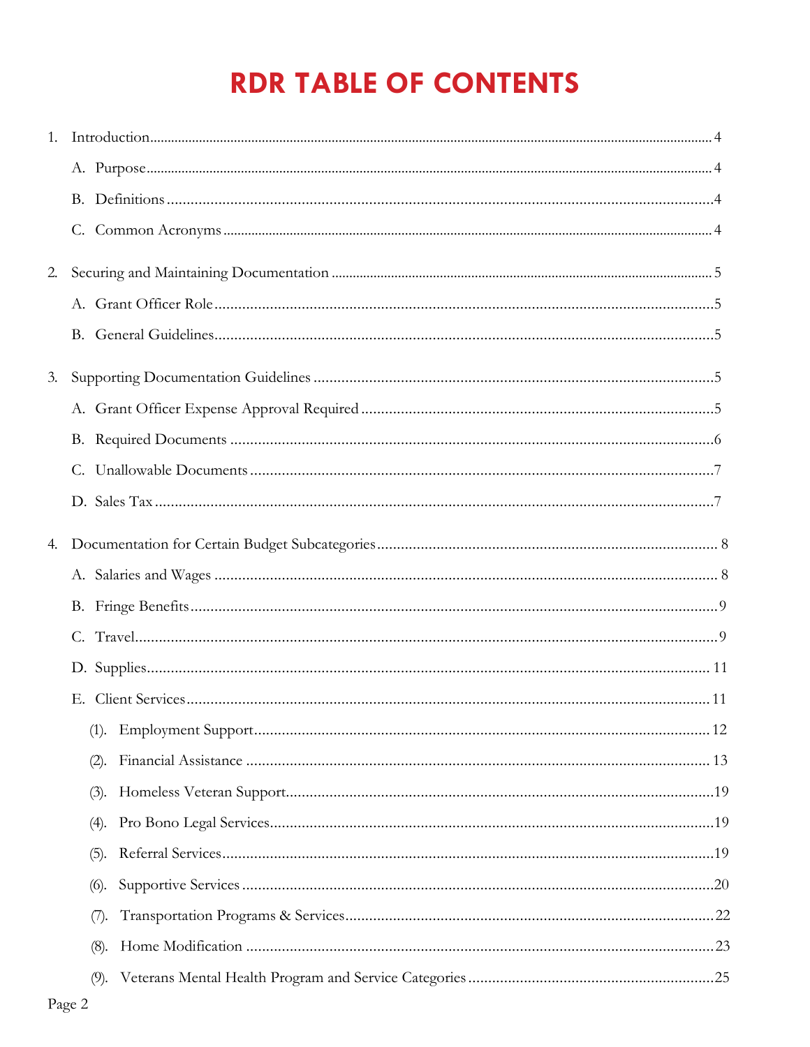# RDR TABLE OF CONTENTS

1. Introduction.......................................................................................4
   - A. Purpose.......................................................................................4
   - B. Definitions...................................................................................4
   - C. Common Acronyms........................................................................4

2. Securing and Maintaining Documentation ...............................................5
   - A. Grant Officer Role..........................................................................5
   - B. General Guidelines.........................................................................5

3. Supporting Documentation Guidelines .....................................................5
   - A. Grant Officer Expense Approval Required ..........................................5
   - B. Required Documents .......................................................................6
   - C. Unallowable Documents ..................................................................7
   - D. Sales Tax .......................................................................................7

4. Documentation for Certain Budget Subcategories....................................... 8
   - A. Salaries and Wages ........................................................................ 8
   - B. Fringe Benefits...............................................................................9
   - C. Travel............................................................................................9
   - D. Supplies........................................................................................ 11
   - E. Client Services............................................................................... 11
     - (1). Employment Support............................................................... 12
     - (2). Financial Assistance ................................................................. 13
     - (3). Homeless Veteran Support.........................................................19
     - (4). Pro Bono Legal Services.............................................................19
     - (5). Referral Services........................................................................19
     - (6). Supportive Services ....................................................................20
     - (7). Transportation Programs & Services............................................22
     - (8). Home Modification ....................................................................23
     - (9). Veterans Mental Health Program and Service Categories ..............25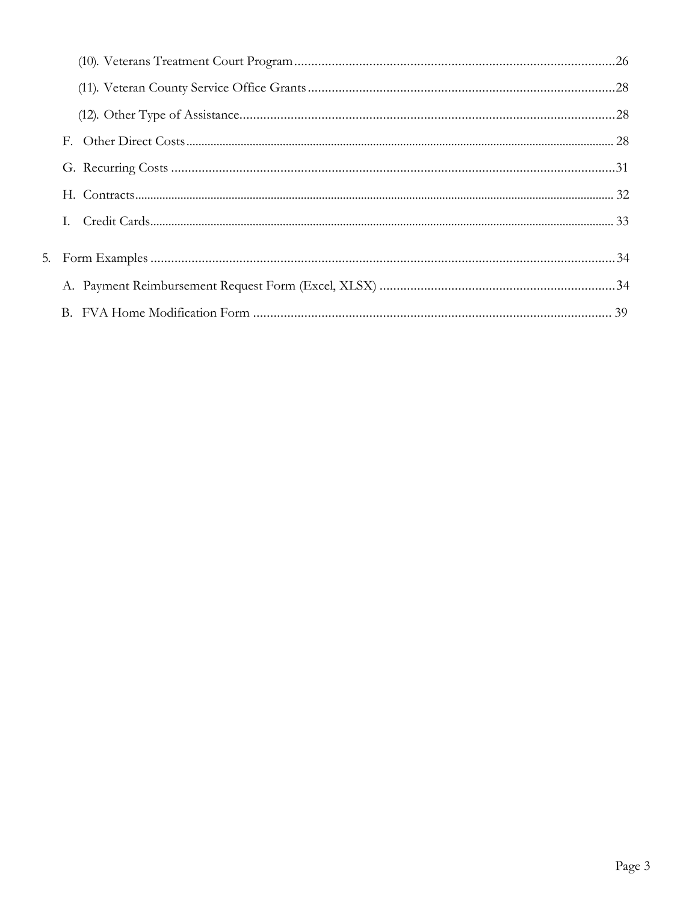- (10). Veterans Treatment Court Program ....................................................................................26
- (11). Veteran County Service Office Grants ...............................................................................28
- (12). Other Type of Assistance.....................................................................................................28

F. Other Direct Costs ........................................................................................................................... 28

G. Recurring Costs .................................................................................................................................31

H. Contracts............................................................................................................................................. 32

I. Credit Cards.......................................................................................................................................... 33

5. Form Examples ........................................................................................................................................34

A. Payment Reimbursement Request Form (Excel, XLSX) ....................................................................34

B. FVA Home Modification Form .......................................................................................................... 39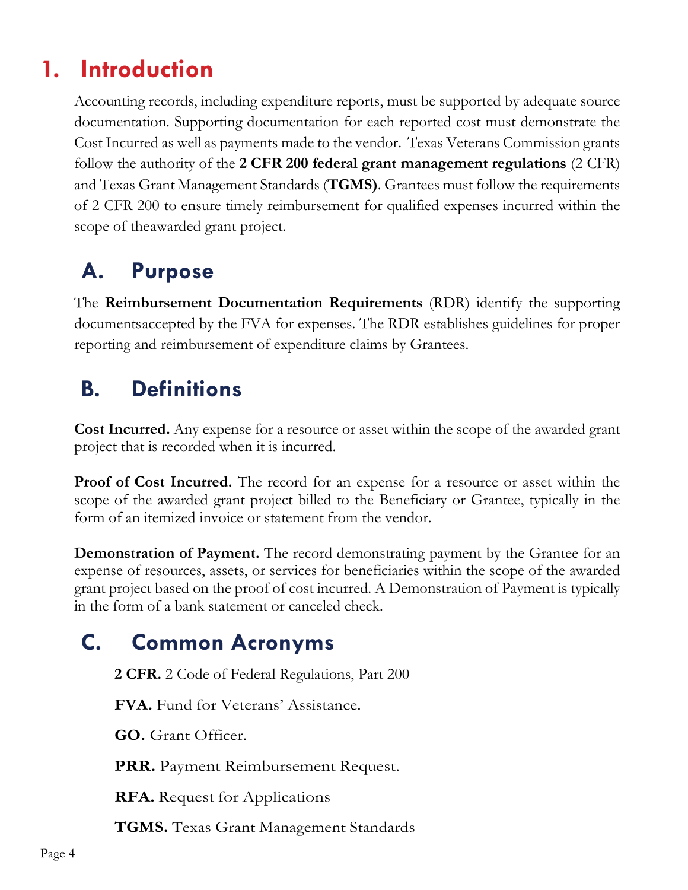# 1. Introduction

Accounting records, including expenditure reports, must be supported by adequate source documentation. Supporting documentation for each reported cost must demonstrate the Cost Incurred as well as payments made to the vendor. Texas Veterans Commission grants follow the authority of the **2 CFR 200 federal grant management regulations** (2 CFR) and Texas Grant Management Standards (**TGMS)**. Grantees must follow the requirements of 2 CFR 200 to ensure timely reimbursement for qualified expenses incurred within the scope of theawarded grant project.

## A. Purpose

The **Reimbursement Documentation Requirements** (RDR) identify the supporting documentsaccepted by the FVA for expenses. The RDR establishes guidelines for proper reporting and reimbursement of expenditure claims by Grantees.

## B. Definitions

**Cost Incurred.** Any expense for a resource or asset within the scope of the awarded grant project that is recorded when it is incurred.

**Proof of Cost Incurred.** The record for an expense for a resource or asset within the scope of the awarded grant project billed to the Beneficiary or Grantee, typically in the form of an itemized invoice or statement from the vendor.

**Demonstration of Payment.** The record demonstrating payment by the Grantee for an expense of resources, assets, or services for beneficiaries within the scope of the awarded grant project based on the proof of cost incurred. A Demonstration of Payment is typically in the form of a bank statement or canceled check.

## C. Common Acronyms

**2 CFR.** 2 Code of Federal Regulations, Part 200

**FVA.** Fund for Veterans' Assistance.

**GO.** Grant Officer.

**PRR.** Payment Reimbursement Request.

**RFA.** Request for Applications

**TGMS.** Texas Grant Management Standards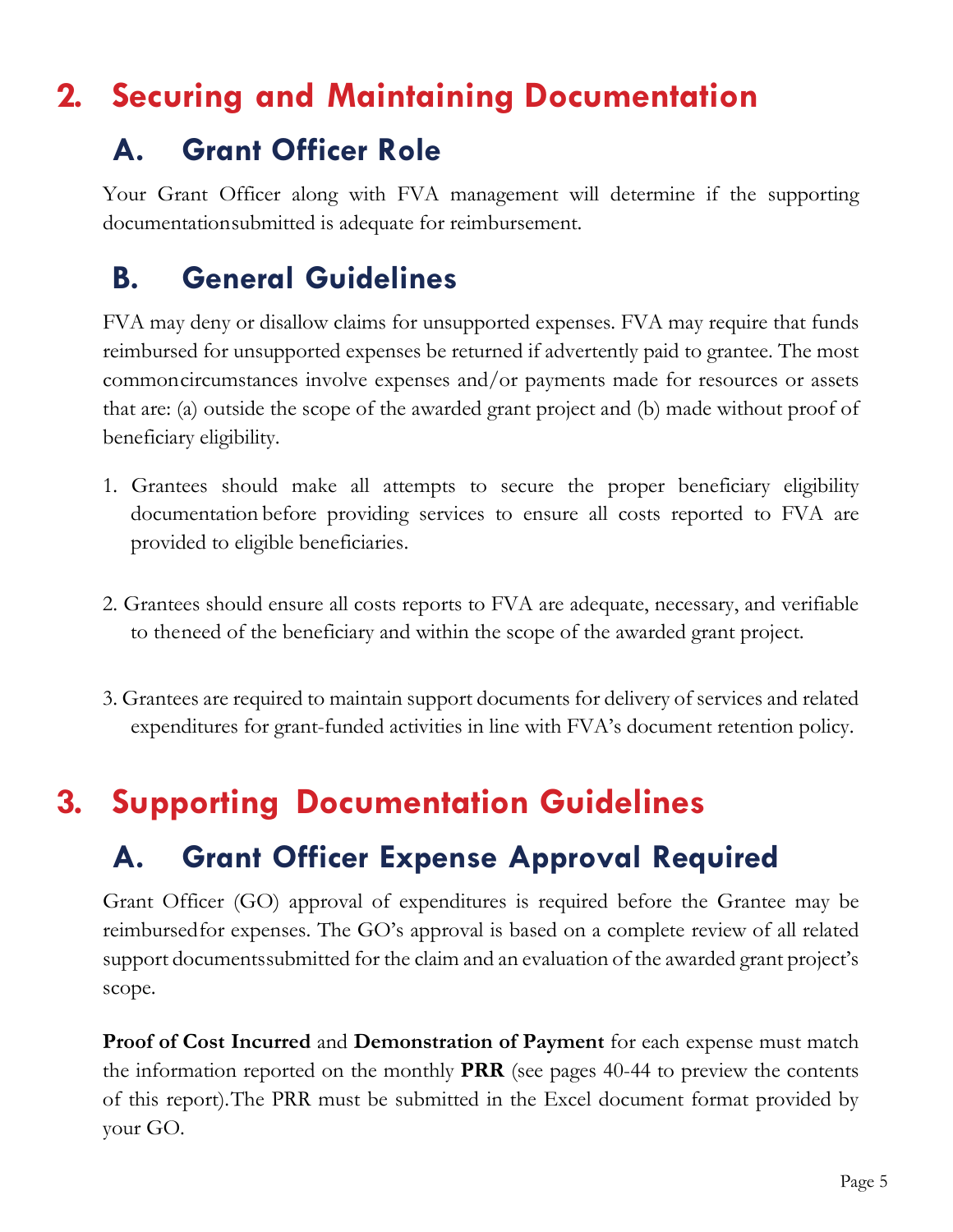## 2. Securing and Maintaining Documentation

### A. Grant Officer Role

Your Grant Officer along with FVA management will determine if the supporting documentation submitted is adequate for reimbursement.

### B. General Guidelines

FVA may deny or disallow claims for unsupported expenses. FVA may require that funds reimbursed for unsupported expenses be returned if advertently paid to grantee. The most common circumstances involve expenses and/or payments made for resources or assets that are: (a) outside the scope of the awarded grant project and (b) made without proof of beneficiary eligibility.

1. Grantees should make all attempts to secure the proper beneficiary eligibility documentation before providing services to ensure all costs reported to FVA are provided to eligible beneficiaries.

2. Grantees should ensure all costs reports to FVA are adequate, necessary, and verifiable to the need of the beneficiary and within the scope of the awarded grant project.

3. Grantees are required to maintain support documents for delivery of services and related expenditures for grant-funded activities in line with FVA's document retention policy.

## 3. Supporting Documentation Guidelines

### A. Grant Officer Expense Approval Required

Grant Officer (GO) approval of expenditures is required before the Grantee may be reimbursed for expenses. The GO's approval is based on a complete review of all related support documents submitted for the claim and an evaluation of the awarded grant project's scope.

**Proof of Cost Incurred** and **Demonstration of Payment** for each expense must match the information reported on the monthly **PRR** (see pages 40-44 to preview the contents of this report). The PRR must be submitted in the Excel document format provided by your GO.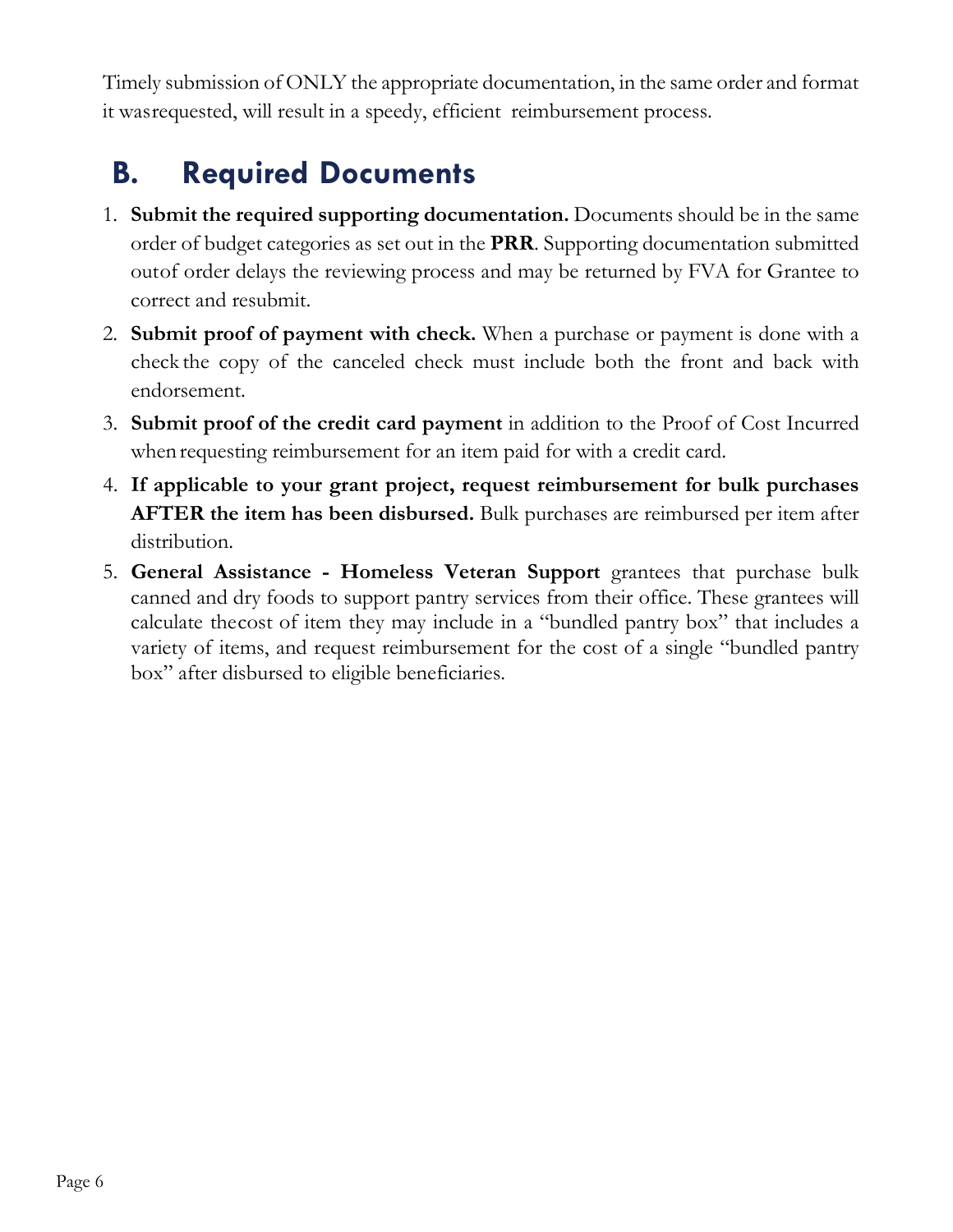Timely submission of ONLY the appropriate documentation, in the same order and format it was requested, will result in a speedy, efficient reimbursement process.

## B. Required Documents

1. **Submit the required supporting documentation.** Documents should be in the same order of budget categories as set out in the **PRR**. Supporting documentation submitted out of order delays the reviewing process and may be returned by FVA for Grantee to correct and resubmit.
2. **Submit proof of payment with check.** When a purchase or payment is done with a check the copy of the canceled check must include both the front and back with endorsement.
3. **Submit proof of the credit card payment** in addition to the Proof of Cost Incurred when requesting reimbursement for an item paid for with a credit card.
4. **If applicable to your grant project, request reimbursement for bulk purchases AFTER the item has been disbursed.** Bulk purchases are reimbursed per item after distribution.
5. **General Assistance - Homeless Veteran Support** grantees that purchase bulk canned and dry foods to support pantry services from their office. These grantees will calculate the cost of item they may include in a "bundled pantry box" that includes a variety of items, and request reimbursement for the cost of a single "bundled pantry box" after disbursed to eligible beneficiaries.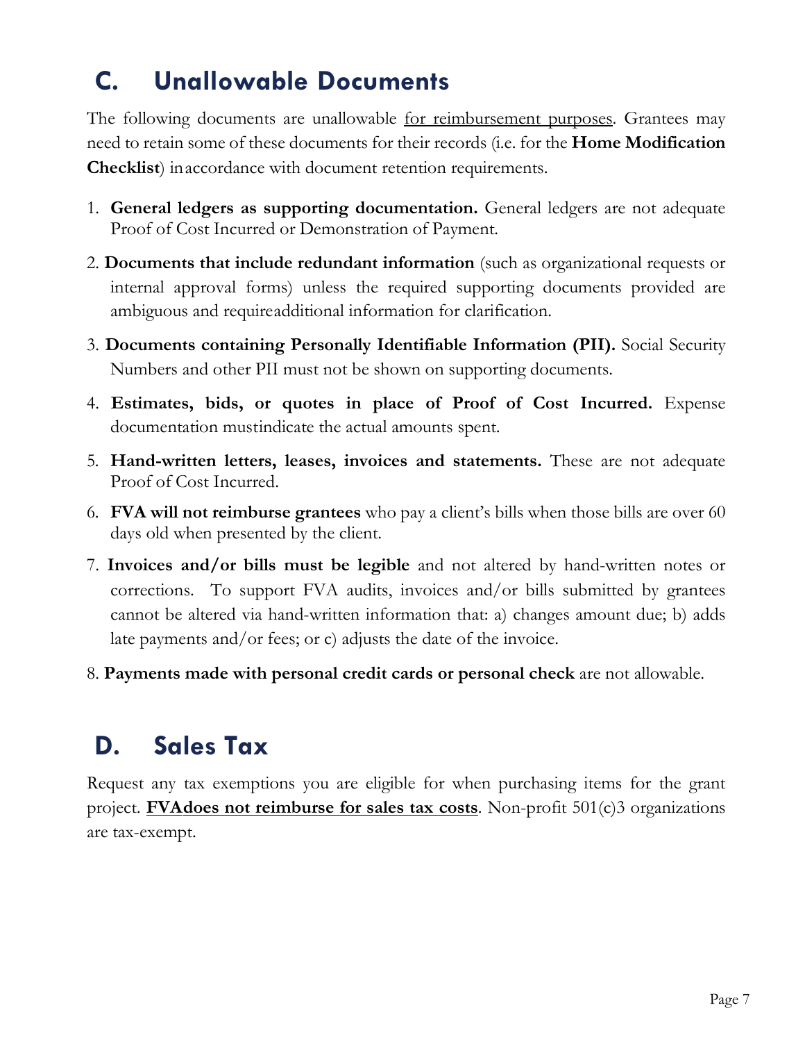## C. Unallowable Documents

The following documents are unallowable <u>for reimbursement purposes</u>. Grantees may need to retain some of these documents for their records (i.e. for the **Home Modification Checklist**) inaccordance with document retention requirements.

1. **General ledgers as supporting documentation.** General ledgers are not adequate Proof of Cost Incurred or Demonstration of Payment.
2. **Documents that include redundant information** (such as organizational requests or internal approval forms) unless the required supporting documents provided are ambiguous and requireadditional information for clarification.
3. **Documents containing Personally Identifiable Information (PII).** Social Security Numbers and other PII must not be shown on supporting documents.
4. **Estimates, bids, or quotes in place of Proof of Cost Incurred.** Expense documentation mustindicate the actual amounts spent.
5. **Hand-written letters, leases, invoices and statements.** These are not adequate Proof of Cost Incurred.
6. **FVA will not reimburse grantees** who pay a client's bills when those bills are over 60 days old when presented by the client.
7. **Invoices and/or bills must be legible** and not altered by hand-written notes or corrections. To support FVA audits, invoices and/or bills submitted by grantees cannot be altered via hand-written information that: a) changes amount due; b) adds late payments and/or fees; or c) adjusts the date of the invoice.
8. **Payments made with personal credit cards or personal check** are not allowable.

## D. Sales Tax

Request any tax exemptions you are eligible for when purchasing items for the grant project. **<u>FVAdoes not reimburse for sales tax costs</u>**. Non-profit 501(c)3 organizations are tax-exempt.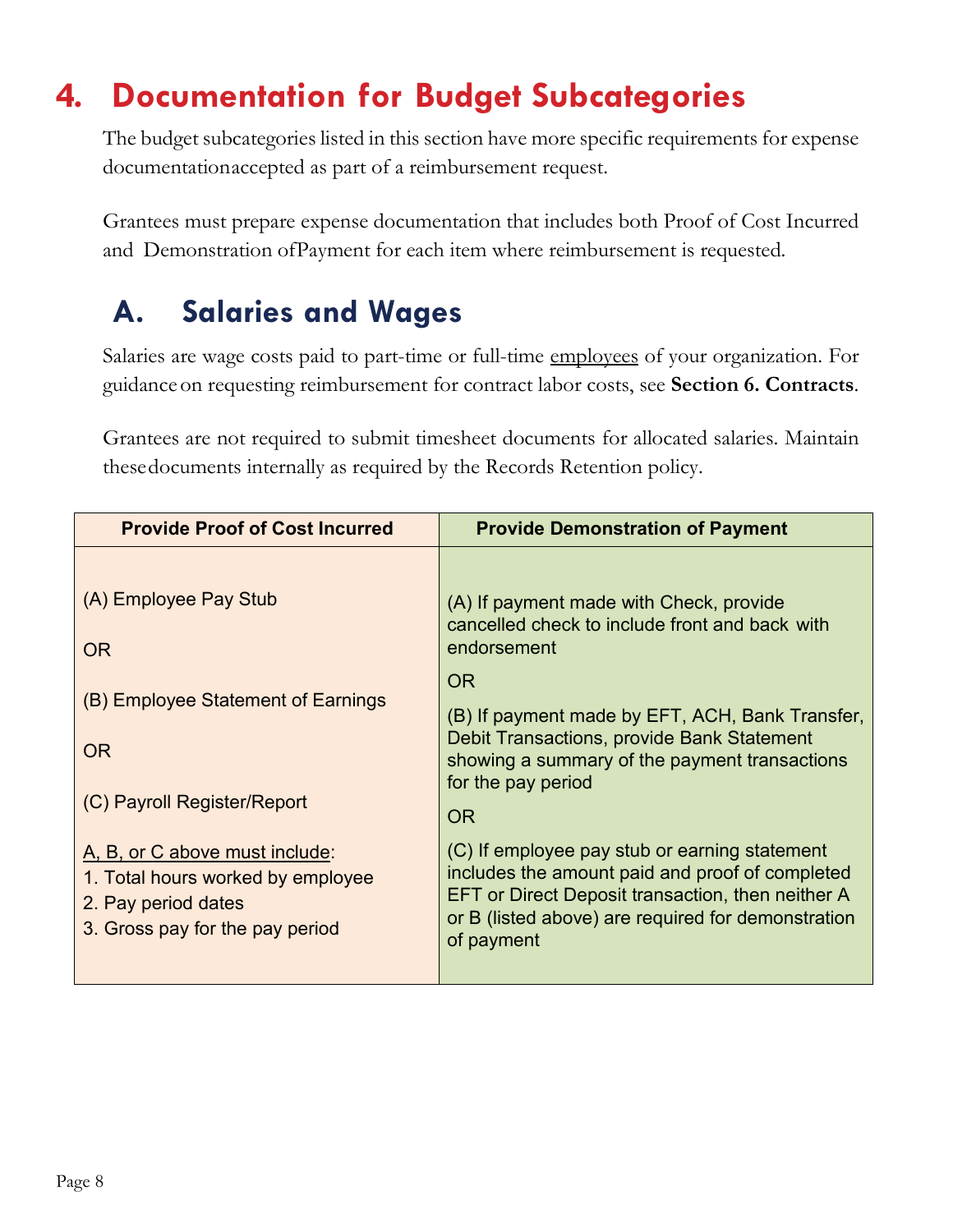# 4. Documentation for Budget Subcategories

The budget subcategories listed in this section have more specific requirements for expense documentationaccepted as part of a reimbursement request.

Grantees must prepare expense documentation that includes both Proof of Cost Incurred and Demonstration ofPayment for each item where reimbursement is requested.

## A. Salaries and Wages

Salaries are wage costs paid to part-time or full-time employees of your organization. For guidanceon requesting reimbursement for contract labor costs, see **Section 6. Contracts**.

Grantees are not required to submit timesheet documents for allocated salaries. Maintain thesedocuments internally as required by the Records Retention policy.

| Provide Proof of Cost Incurred | Provide Demonstration of Payment |
|---|---|
| (A) Employee Pay Stub<br><br>OR<br><br>(B) Employee Statement of Earnings<br><br>OR<br><br>(C) Payroll Register/Report<br><br>A, B, or C above must include:<br>1. Total hours worked by employee<br>2. Pay period dates<br>3. Gross pay for the pay period | (A) If payment made with Check, provide cancelled check to include front and back with endorsement<br><br>OR<br><br>(B) If payment made by EFT, ACH, Bank Transfer, Debit Transactions, provide Bank Statement showing a summary of the payment transactions for the pay period<br><br>OR<br><br>(C) If employee pay stub or earning statement includes the amount paid and proof of completed EFT or Direct Deposit transaction, then neither A or B (listed above) are required for demonstration of payment |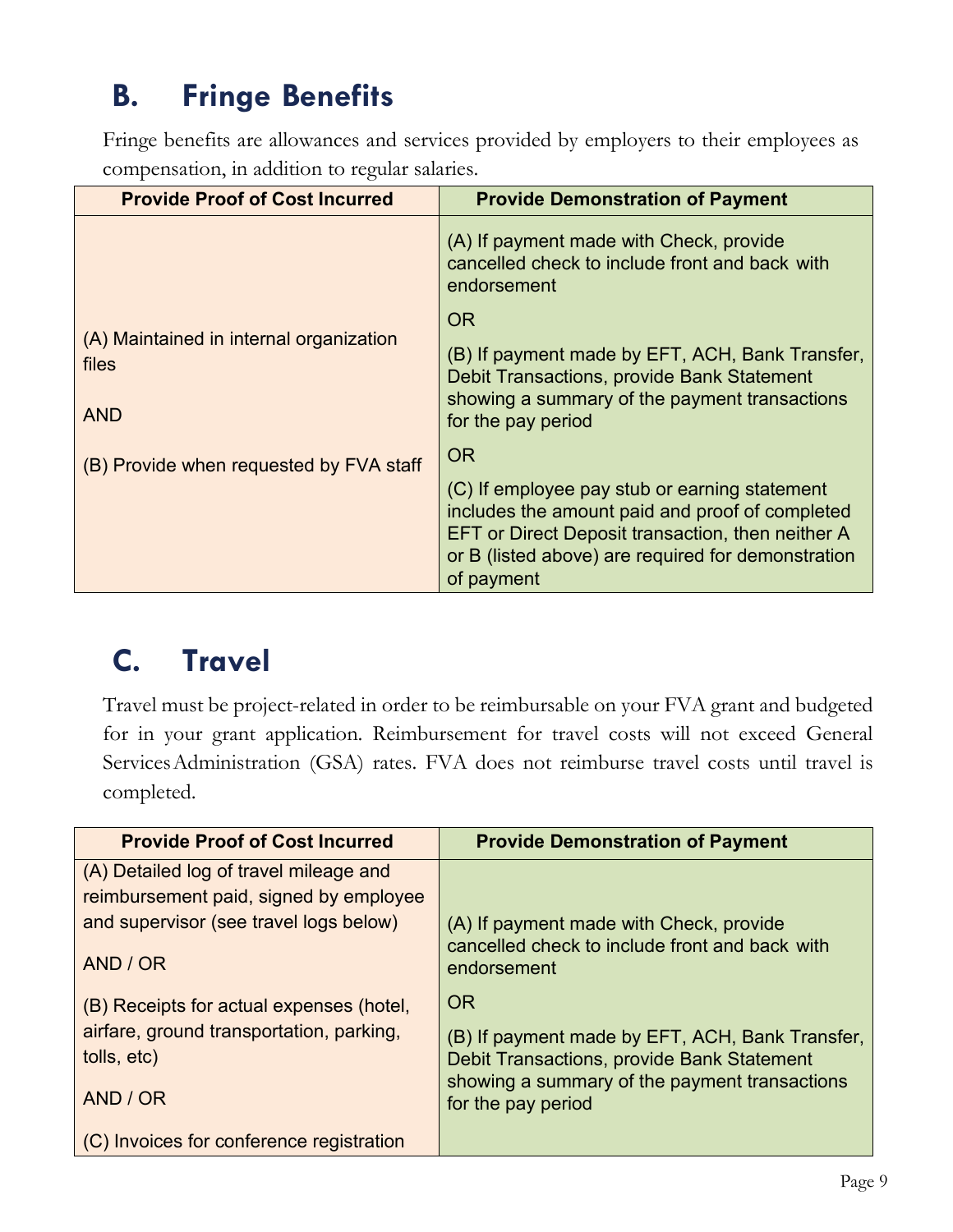## B. Fringe Benefits

Fringe benefits are allowances and services provided by employers to their employees as compensation, in addition to regular salaries.

| Provide Proof of Cost Incurred | Provide Demonstration of Payment |
|---|---|
| (A) Maintained in internal organization files<br><br>AND<br><br>(B) Provide when requested by FVA staff | (A) If payment made with Check, provide cancelled check to include front and back with endorsement<br><br>OR<br><br>(B) If payment made by EFT, ACH, Bank Transfer, Debit Transactions, provide Bank Statement showing a summary of the payment transactions for the pay period<br><br>OR<br><br>(C) If employee pay stub or earning statement includes the amount paid and proof of completed EFT or Direct Deposit transaction, then neither A or B (listed above) are required for demonstration of payment |

## C. Travel

Travel must be project-related in order to be reimbursable on your FVA grant and budgeted for in your grant application. Reimbursement for travel costs will not exceed General Services Administration (GSA) rates. FVA does not reimburse travel costs until travel is completed.

| Provide Proof of Cost Incurred | Provide Demonstration of Payment |
|---|---|
| (A) Detailed log of travel mileage and reimbursement paid, signed by employee and supervisor (see travel logs below)<br><br>AND / OR<br><br>(B) Receipts for actual expenses (hotel, airfare, ground transportation, parking, tolls, etc)<br><br>AND / OR<br><br>(C) Invoices for conference registration | (A) If payment made with Check, provide cancelled check to include front and back with endorsement<br><br>OR<br><br>(B) If payment made by EFT, ACH, Bank Transfer, Debit Transactions, provide Bank Statement showing a summary of the payment transactions for the pay period |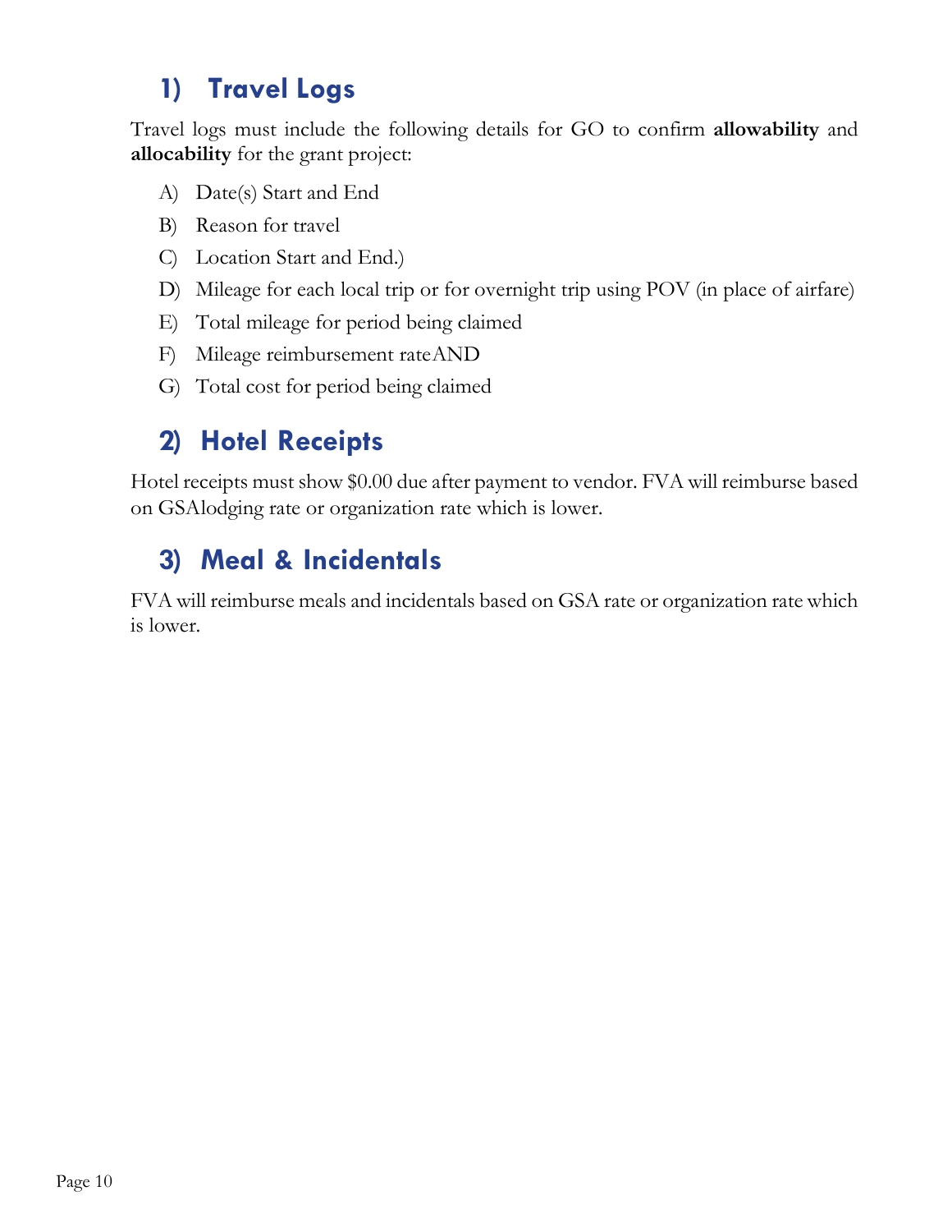## 1) Travel Logs

Travel logs must include the following details for GO to confirm **allowability** and **allocability** for the grant project:

A) Date(s) Start and End
B) Reason for travel
C) Location Start and End.)
D) Mileage for each local trip or for overnight trip using POV (in place of airfare)
E) Total mileage for period being claimed
F) Mileage reimbursement rateAND
G) Total cost for period being claimed

## 2) Hotel Receipts

Hotel receipts must show $0.00 due after payment to vendor. FVA will reimburse based on GSAlodging rate or organization rate which is lower.

## 3) Meal & Incidentals

FVA will reimburse meals and incidentals based on GSA rate or organization rate which is lower.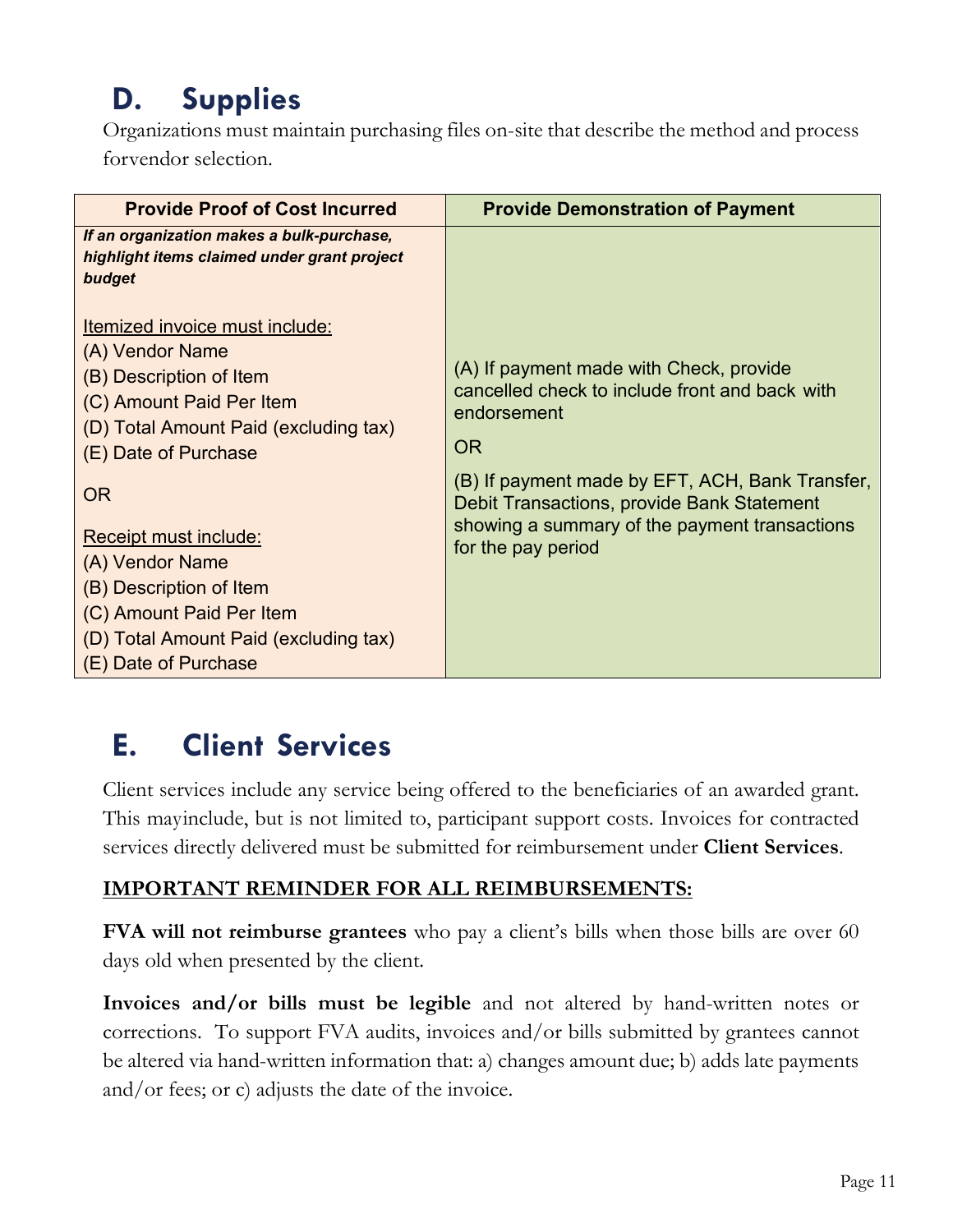## D. Supplies

Organizations must maintain purchasing files on-site that describe the method and process forvendor selection.

| Provide Proof of Cost Incurred | Provide Demonstration of Payment |
| --- | --- |
| ***If an organization makes a bulk-purchase, highlight items claimed under grant project budget***<br><br><u>Itemized invoice must include:</u><br>(A) Vendor Name<br>(B) Description of Item<br>(C) Amount Paid Per Item<br>(D) Total Amount Paid (excluding tax)<br>(E) Date of Purchase<br><br>OR<br><br><u>Receipt must include:</u><br>(A) Vendor Name<br>(B) Description of Item<br>(C) Amount Paid Per Item<br>(D) Total Amount Paid (excluding tax)<br>(E) Date of Purchase | (A) If payment made with Check, provide cancelled check to include front and back with endorsement<br><br>OR<br><br>(B) If payment made by EFT, ACH, Bank Transfer, Debit Transactions, provide Bank Statement showing a summary of the payment transactions for the pay period |

## E. Client Services

Client services include any service being offered to the beneficiaries of an awarded grant. This mayinclude, but is not limited to, participant support costs. Invoices for contracted services directly delivered must be submitted for reimbursement under **Client Services**.

**<u>IMPORTANT REMINDER FOR ALL REIMBURSEMENTS:</u>**

**FVA will not reimburse grantees** who pay a client's bills when those bills are over 60 days old when presented by the client.

**Invoices and/or bills must be legible** and not altered by hand-written notes or corrections. To support FVA audits, invoices and/or bills submitted by grantees cannot be altered via hand-written information that: a) changes amount due; b) adds late payments and/or fees; or c) adjusts the date of the invoice.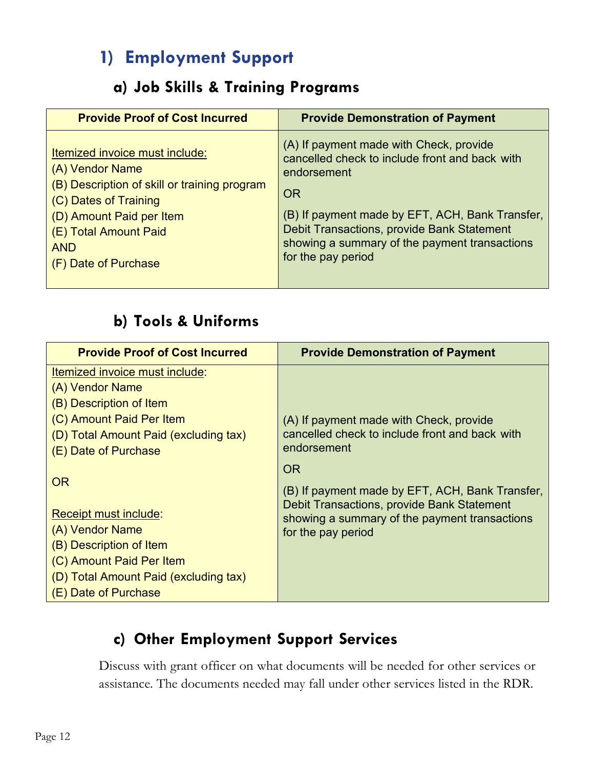## 1) Employment Support

### a) Job Skills & Training Programs

| Provide Proof of Cost Incurred | Provide Demonstration of Payment |
|---|---|
| <u>Itemized invoice must include:</u><br>(A) Vendor Name<br>(B) Description of skill or training program<br>(C) Dates of Training<br>(D) Amount Paid per Item<br>(E) Total Amount Paid<br>AND<br>(F) Date of Purchase | (A) If payment made with Check, provide cancelled check to include front and back with endorsement<br>OR<br>(B) If payment made by EFT, ACH, Bank Transfer, Debit Transactions, provide Bank Statement showing a summary of the payment transactions for the pay period |

### b) Tools & Uniforms

| Provide Proof of Cost Incurred | Provide Demonstration of Payment |
|---|---|
| <u>Itemized invoice must include</u>:<br>(A) Vendor Name<br>(B) Description of Item<br>(C) Amount Paid Per Item<br>(D) Total Amount Paid (excluding tax)<br>(E) Date of Purchase<br><br>OR<br><br><u>Receipt must include</u>:<br>(A) Vendor Name<br>(B) Description of Item<br>(C) Amount Paid Per Item<br>(D) Total Amount Paid (excluding tax)<br>(E) Date of Purchase | (A) If payment made with Check, provide cancelled check to include front and back with endorsement<br>OR<br>(B) If payment made by EFT, ACH, Bank Transfer, Debit Transactions, provide Bank Statement showing a summary of the payment transactions for the pay period |

### c) Other Employment Support Services

Discuss with grant officer on what documents will be needed for other services or assistance. The documents needed may fall under other services listed in the RDR.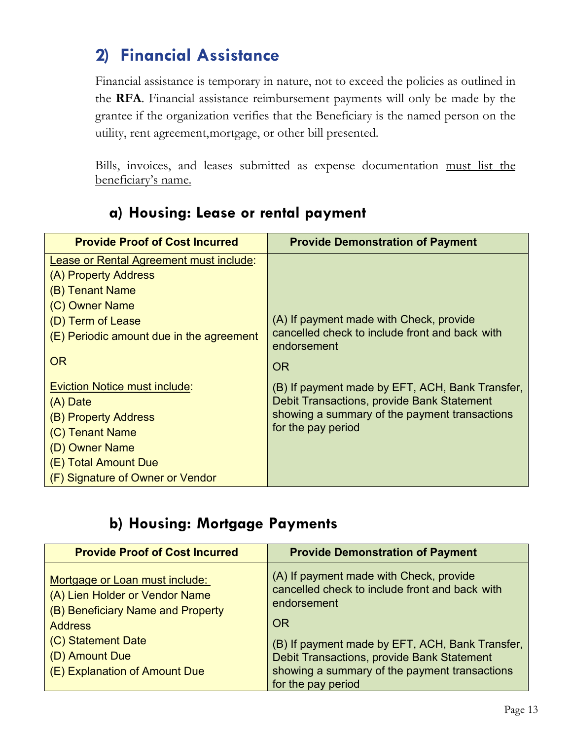## 2) Financial Assistance

Financial assistance is temporary in nature, not to exceed the policies as outlined in the **RFA**. Financial assistance reimbursement payments will only be made by the grantee if the organization verifies that the Beneficiary is the named person on the utility, rent agreement,mortgage, or other bill presented.

Bills, invoices, and leases submitted as expense documentation must list the beneficiary's name.

### a) Housing: Lease or rental payment

| Provide Proof of Cost Incurred | Provide Demonstration of Payment |
|---|---|
| Lease or Rental Agreement must include:<br>(A) Property Address<br>(B) Tenant Name<br>(C) Owner Name<br>(D) Term of Lease<br>(E) Periodic amount due in the agreement<br><br>OR<br><br>Eviction Notice must include:<br>(A) Date<br>(B) Property Address<br>(C) Tenant Name<br>(D) Owner Name<br>(E) Total Amount Due<br>(F) Signature of Owner or Vendor | (A) If payment made with Check, provide cancelled check to include front and back with endorsement<br><br>OR<br><br>(B) If payment made by EFT, ACH, Bank Transfer, Debit Transactions, provide Bank Statement showing a summary of the payment transactions for the pay period |

### b) Housing: Mortgage Payments

| Provide Proof of Cost Incurred | Provide Demonstration of Payment |
|---|---|
| Mortgage or Loan must include:<br>(A) Lien Holder or Vendor Name<br>(B) Beneficiary Name and Property Address<br>(C) Statement Date<br>(D) Amount Due<br>(E) Explanation of Amount Due | (A) If payment made with Check, provide cancelled check to include front and back with endorsement<br><br>OR<br><br>(B) If payment made by EFT, ACH, Bank Transfer, Debit Transactions, provide Bank Statement showing a summary of the payment transactions for the pay period |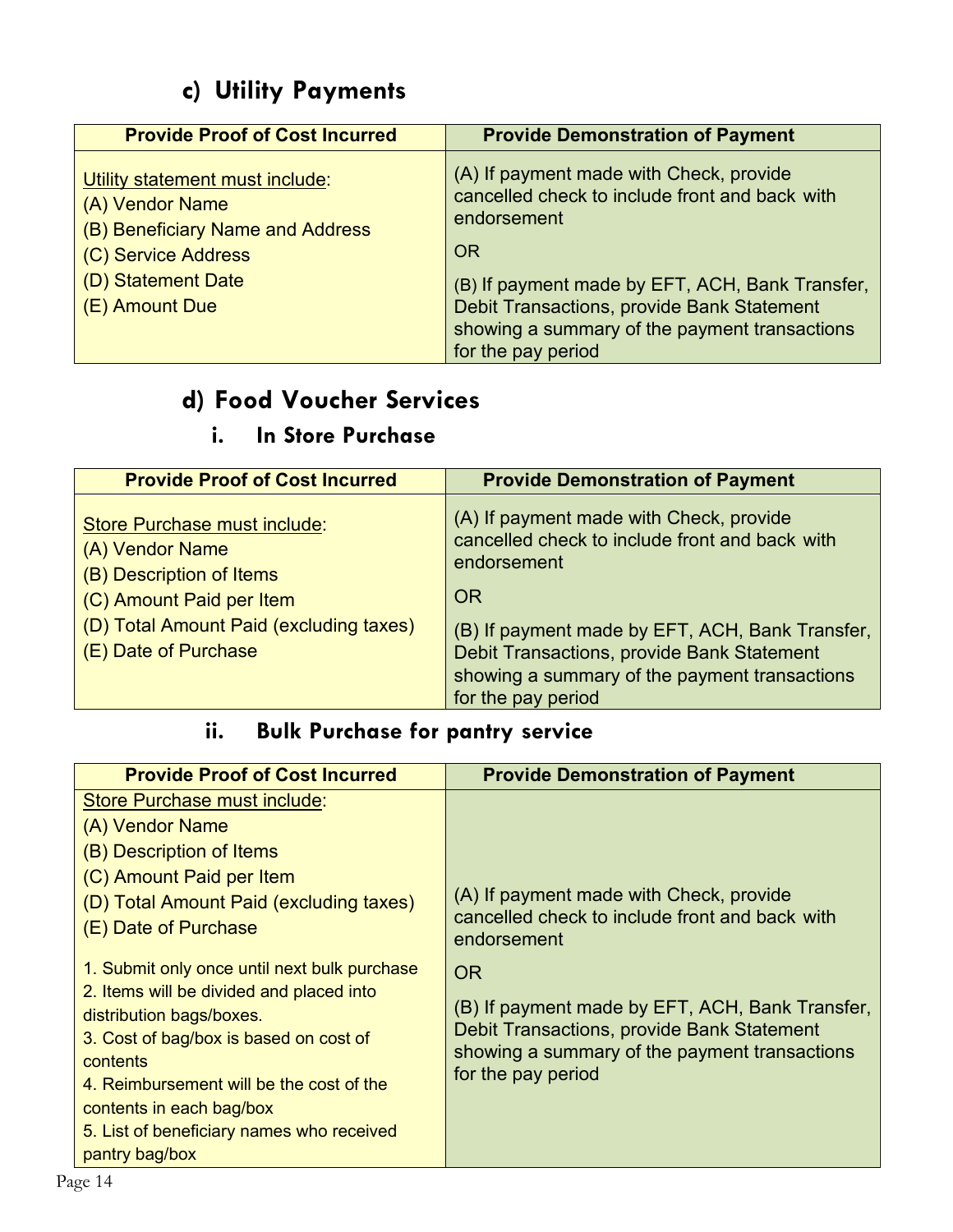## c) Utility Payments

| Provide Proof of Cost Incurred | Provide Demonstration of Payment |
|---|---|
| Utility statement must include:<br>(A) Vendor Name<br>(B) Beneficiary Name and Address<br>(C) Service Address<br>(D) Statement Date<br>(E) Amount Due | (A) If payment made with Check, provide cancelled check to include front and back with endorsement<br>OR<br>(B) If payment made by EFT, ACH, Bank Transfer, Debit Transactions, provide Bank Statement showing a summary of the payment transactions for the pay period |

## d) Food Voucher Services

### i. In Store Purchase

| Provide Proof of Cost Incurred | Provide Demonstration of Payment |
|---|---|
| Store Purchase must include:<br>(A) Vendor Name<br>(B) Description of Items<br>(C) Amount Paid per Item<br>(D) Total Amount Paid (excluding taxes)<br>(E) Date of Purchase | (A) If payment made with Check, provide cancelled check to include front and back with endorsement<br>OR<br>(B) If payment made by EFT, ACH, Bank Transfer, Debit Transactions, provide Bank Statement showing a summary of the payment transactions for the pay period |

### ii. Bulk Purchase for pantry service

| Provide Proof of Cost Incurred | Provide Demonstration of Payment |
|---|---|
| Store Purchase must include:<br>(A) Vendor Name<br>(B) Description of Items<br>(C) Amount Paid per Item<br>(D) Total Amount Paid (excluding taxes)<br>(E) Date of Purchase<br><br>1. Submit only once until next bulk purchase<br>2. Items will be divided and placed into distribution bags/boxes.<br>3. Cost of bag/box is based on cost of contents<br>4. Reimbursement will be the cost of the contents in each bag/box<br>5. List of beneficiary names who received pantry bag/box | (A) If payment made with Check, provide cancelled check to include front and back with endorsement<br>OR<br>(B) If payment made by EFT, ACH, Bank Transfer, Debit Transactions, provide Bank Statement showing a summary of the payment transactions for the pay period |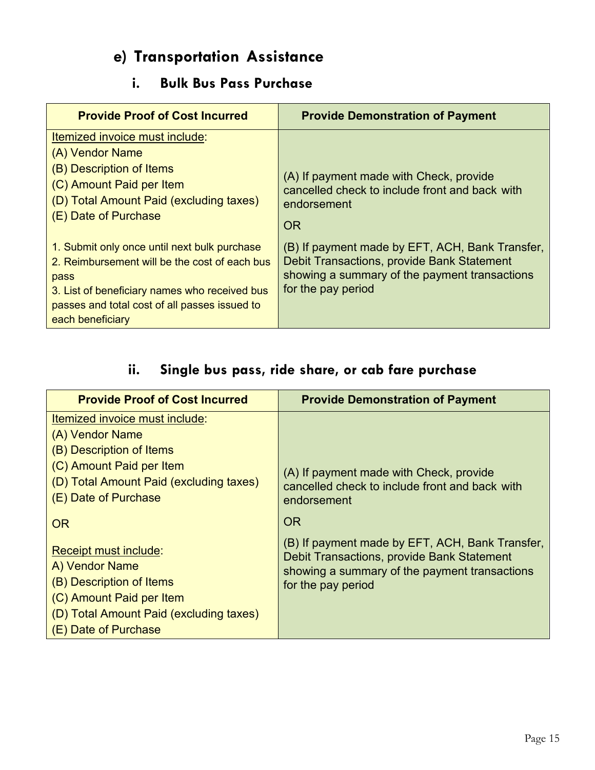## e) Transportation Assistance

### i. Bulk Bus Pass Purchase

| Provide Proof of Cost Incurred | Provide Demonstration of Payment |
|---|---|
| Itemized invoice must include:<br>(A) Vendor Name<br>(B) Description of Items<br>(C) Amount Paid per Item<br>(D) Total Amount Paid (excluding taxes)<br>(E) Date of Purchase<br><br>1. Submit only once until next bulk purchase<br>2. Reimbursement will be the cost of each bus pass<br>3. List of beneficiary names who received bus passes and total cost of all passes issued to each beneficiary | (A) If payment made with Check, provide cancelled check to include front and back with endorsement<br><br>OR<br><br>(B) If payment made by EFT, ACH, Bank Transfer, Debit Transactions, provide Bank Statement showing a summary of the payment transactions for the pay period |

### ii. Single bus pass, ride share, or cab fare purchase

| Provide Proof of Cost Incurred | Provide Demonstration of Payment |
|---|---|
| Itemized invoice must include:<br>(A) Vendor Name<br>(B) Description of Items<br>(C) Amount Paid per Item<br>(D) Total Amount Paid (excluding taxes)<br>(E) Date of Purchase<br><br>OR<br><br>Receipt must include:<br>A) Vendor Name<br>(B) Description of Items<br>(C) Amount Paid per Item<br>(D) Total Amount Paid (excluding taxes)<br>(E) Date of Purchase | (A) If payment made with Check, provide cancelled check to include front and back with endorsement<br><br>OR<br><br>(B) If payment made by EFT, ACH, Bank Transfer, Debit Transactions, provide Bank Statement showing a summary of the payment transactions for the pay period |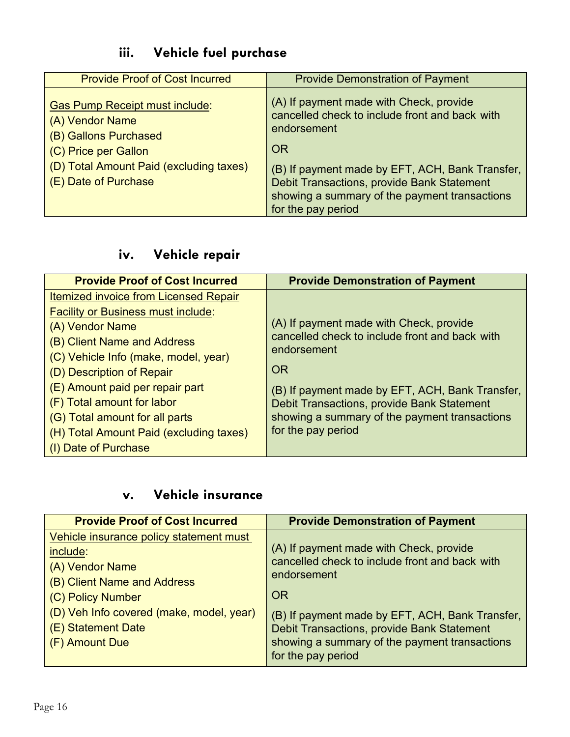### iii. Vehicle fuel purchase

| Provide Proof of Cost Incurred | Provide Demonstration of Payment |
|---|---|
| Gas Pump Receipt must include:<br>(A) Vendor Name<br>(B) Gallons Purchased<br>(C) Price per Gallon<br>(D) Total Amount Paid (excluding taxes)<br>(E) Date of Purchase | (A) If payment made with Check, provide cancelled check to include front and back with endorsement<br>OR<br>(B) If payment made by EFT, ACH, Bank Transfer, Debit Transactions, provide Bank Statement showing a summary of the payment transactions for the pay period |

### iv. Vehicle repair

| **Provide Proof of Cost Incurred** | **Provide Demonstration of Payment** |
|---|---|
| Itemized invoice from Licensed Repair Facility or Business must include:<br>(A) Vendor Name<br>(B) Client Name and Address<br>(C) Vehicle Info (make, model, year)<br>(D) Description of Repair<br>(E) Amount paid per repair part<br>(F) Total amount for labor<br>(G) Total amount for all parts<br>(H) Total Amount Paid (excluding taxes)<br>(I) Date of Purchase | (A) If payment made with Check, provide cancelled check to include front and back with endorsement<br>OR<br>(B) If payment made by EFT, ACH, Bank Transfer, Debit Transactions, provide Bank Statement showing a summary of the payment transactions for the pay period |

### v. Vehicle insurance

| **Provide Proof of Cost Incurred** | **Provide Demonstration of Payment** |
|---|---|
| Vehicle insurance policy statement must include:<br>(A) Vendor Name<br>(B) Client Name and Address<br>(C) Policy Number<br>(D) Veh Info covered (make, model, year)<br>(E) Statement Date<br>(F) Amount Due | (A) If payment made with Check, provide cancelled check to include front and back with endorsement<br>OR<br>(B) If payment made by EFT, ACH, Bank Transfer, Debit Transactions, provide Bank Statement showing a summary of the payment transactions for the pay period |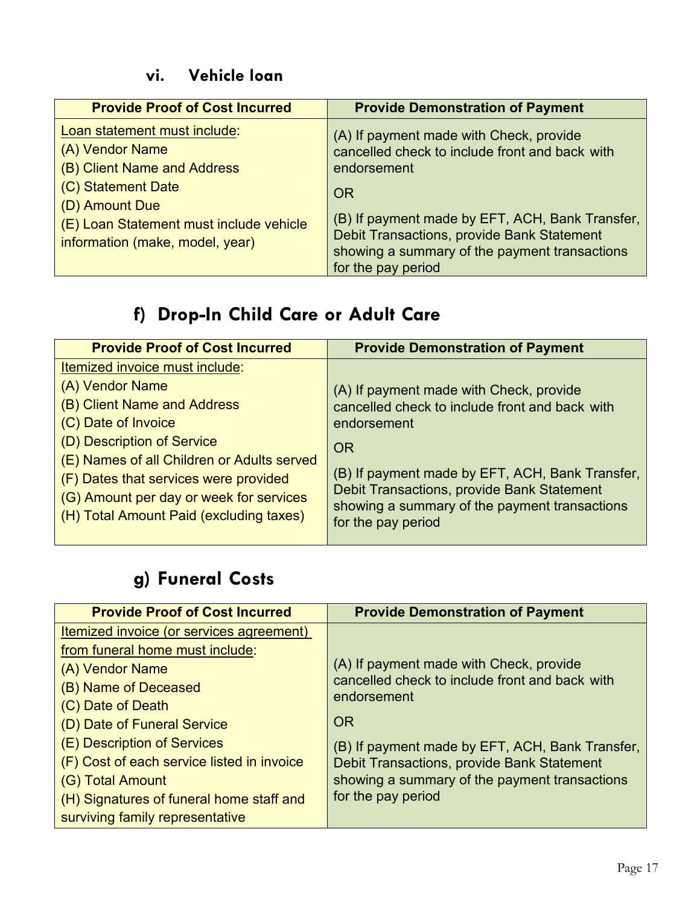### vi. Vehicle loan

| Provide Proof of Cost Incurred | Provide Demonstration of Payment |
|---|---|
| Loan statement must include:<br>(A) Vendor Name<br>(B) Client Name and Address<br>(C) Statement Date<br>(D) Amount Due<br>(E) Loan Statement must include vehicle information (make, model, year) | (A) If payment made with Check, provide cancelled check to include front and back with endorsement<br>OR<br>(B) If payment made by EFT, ACH, Bank Transfer, Debit Transactions, provide Bank Statement showing a summary of the payment transactions for the pay period |

## f) Drop-In Child Care or Adult Care

| Provide Proof of Cost Incurred | Provide Demonstration of Payment |
|---|---|
| Itemized invoice must include:<br>(A) Vendor Name<br>(B) Client Name and Address<br>(C) Date of Invoice<br>(D) Description of Service<br>(E) Names of all Children or Adults served<br>(F) Dates that services were provided<br>(G) Amount per day or week for services<br>(H) Total Amount Paid (excluding taxes) | (A) If payment made with Check, provide cancelled check to include front and back with endorsement<br>OR<br>(B) If payment made by EFT, ACH, Bank Transfer, Debit Transactions, provide Bank Statement showing a summary of the payment transactions for the pay period |

## g) Funeral Costs

| Provide Proof of Cost Incurred | Provide Demonstration of Payment |
|---|---|
| Itemized invoice (or services agreement) from funeral home must include:<br>(A) Vendor Name<br>(B) Name of Deceased<br>(C) Date of Death<br>(D) Date of Funeral Service<br>(E) Description of Services<br>(F) Cost of each service listed in invoice<br>(G) Total Amount<br>(H) Signatures of funeral home staff and surviving family representative | (A) If payment made with Check, provide cancelled check to include front and back with endorsement<br>OR<br>(B) If payment made by EFT, ACH, Bank Transfer, Debit Transactions, provide Bank Statement showing a summary of the payment transactions for the pay period |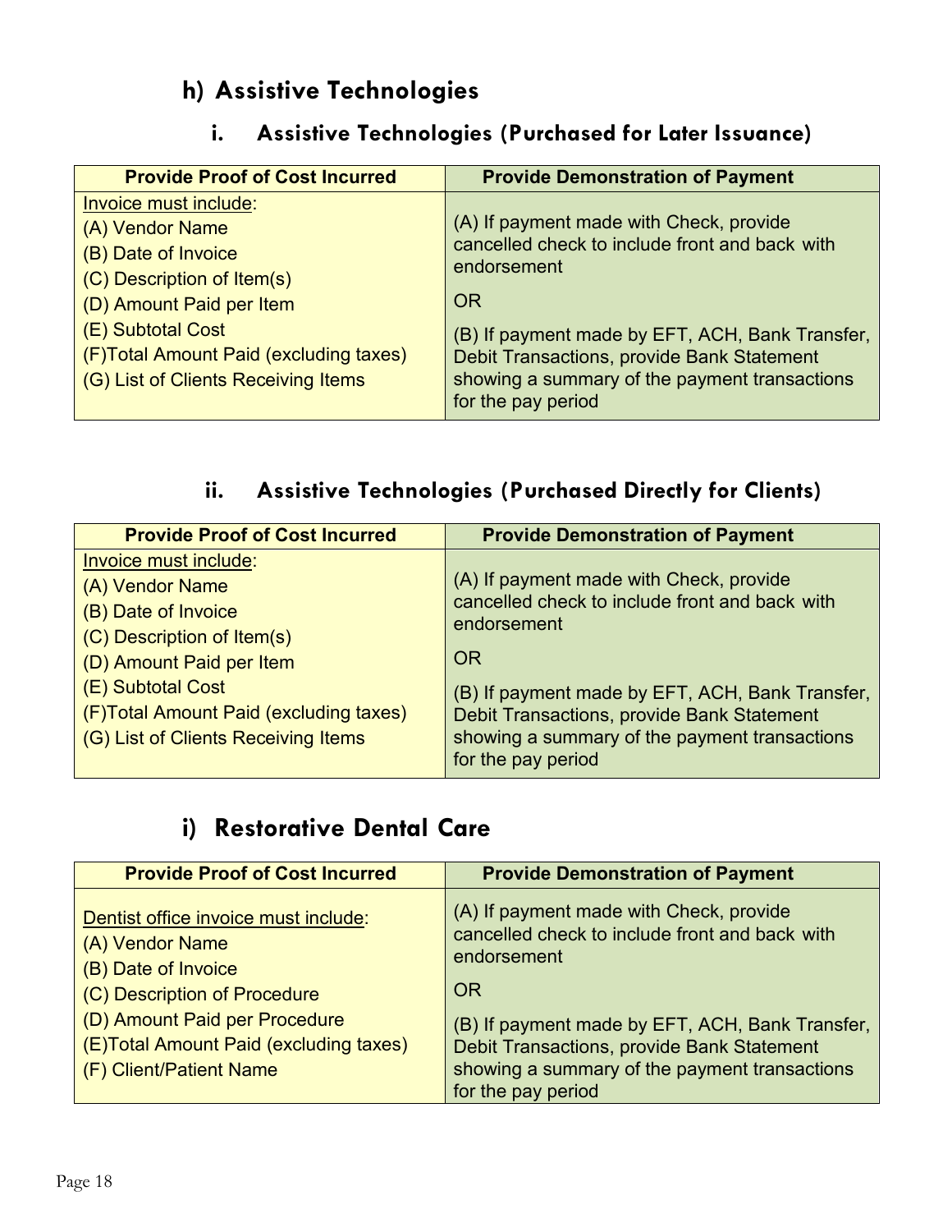## h) Assistive Technologies

### i. Assistive Technologies (Purchased for Later Issuance)

| Provide Proof of Cost Incurred | Provide Demonstration of Payment |
|---|---|
| Invoice must include:<br>(A) Vendor Name<br>(B) Date of Invoice<br>(C) Description of Item(s)<br>(D) Amount Paid per Item<br>(E) Subtotal Cost<br>(F)Total Amount Paid (excluding taxes)<br>(G) List of Clients Receiving Items | (A) If payment made with Check, provide cancelled check to include front and back with endorsement<br>OR<br>(B) If payment made by EFT, ACH, Bank Transfer, Debit Transactions, provide Bank Statement showing a summary of the payment transactions for the pay period |

### ii. Assistive Technologies (Purchased Directly for Clients)

| Provide Proof of Cost Incurred | Provide Demonstration of Payment |
|---|---|
| Invoice must include:<br>(A) Vendor Name<br>(B) Date of Invoice<br>(C) Description of Item(s)<br>(D) Amount Paid per Item<br>(E) Subtotal Cost<br>(F)Total Amount Paid (excluding taxes)<br>(G) List of Clients Receiving Items | (A) If payment made with Check, provide cancelled check to include front and back with endorsement<br>OR<br>(B) If payment made by EFT, ACH, Bank Transfer, Debit Transactions, provide Bank Statement showing a summary of the payment transactions for the pay period |

## i) Restorative Dental Care

| Provide Proof of Cost Incurred | Provide Demonstration of Payment |
|---|---|
| Dentist office invoice must include:<br>(A) Vendor Name<br>(B) Date of Invoice<br>(C) Description of Procedure<br>(D) Amount Paid per Procedure<br>(E)Total Amount Paid (excluding taxes)<br>(F) Client/Patient Name | (A) If payment made with Check, provide cancelled check to include front and back with endorsement<br>OR<br>(B) If payment made by EFT, ACH, Bank Transfer, Debit Transactions, provide Bank Statement showing a summary of the payment transactions for the pay period |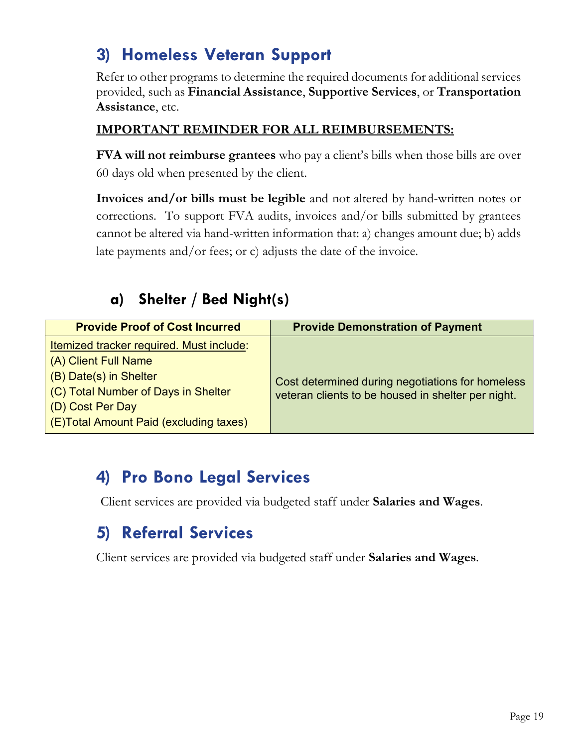## 3) Homeless Veteran Support

Refer to other programs to determine the required documents for additional services provided, such as **Financial Assistance**, **Supportive Services**, or **Transportation Assistance**, etc.

**IMPORTANT REMINDER FOR ALL REIMBURSEMENTS:**

**FVA will not reimburse grantees** who pay a client's bills when those bills are over 60 days old when presented by the client.

**Invoices and/or bills must be legible** and not altered by hand-written notes or corrections. To support FVA audits, invoices and/or bills submitted by grantees cannot be altered via hand-written information that: a) changes amount due; b) adds late payments and/or fees; or c) adjusts the date of the invoice.

### a) Shelter / Bed Night(s)

| Provide Proof of Cost Incurred | Provide Demonstration of Payment |
|---|---|
| Itemized tracker required. Must include:<br>(A) Client Full Name<br>(B) Date(s) in Shelter<br>(C) Total Number of Days in Shelter<br>(D) Cost Per Day<br>(E)Total Amount Paid (excluding taxes) | Cost determined during negotiations for homeless veteran clients to be housed in shelter per night. |

## 4) Pro Bono Legal Services

Client services are provided via budgeted staff under **Salaries and Wages**.

## 5) Referral Services

Client services are provided via budgeted staff under **Salaries and Wages**.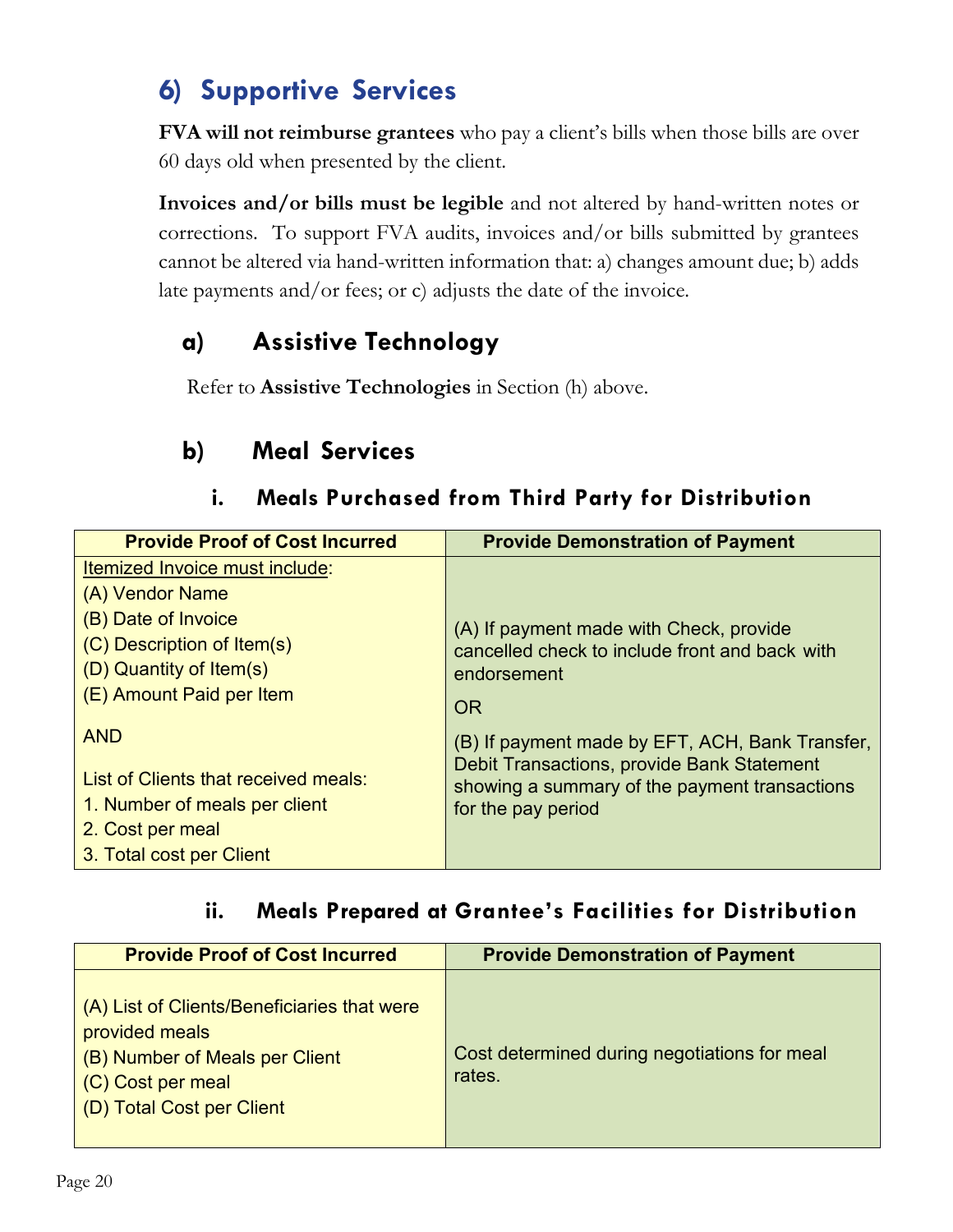## 6) Supportive Services

**FVA will not reimburse grantees** who pay a client's bills when those bills are over 60 days old when presented by the client.

**Invoices and/or bills must be legible** and not altered by hand-written notes or corrections. To support FVA audits, invoices and/or bills submitted by grantees cannot be altered via hand-written information that: a) changes amount due; b) adds late payments and/or fees; or c) adjusts the date of the invoice.

### a) Assistive Technology

Refer to **Assistive Technologies** in Section (h) above.

### b) Meal Services

#### i. Meals Purchased from Third Party for Distribution

| Provide Proof of Cost Incurred | Provide Demonstration of Payment |
|---|---|
| Itemized Invoice must include:<br>(A) Vendor Name<br>(B) Date of Invoice<br>(C) Description of Item(s)<br>(D) Quantity of Item(s)<br>(E) Amount Paid per Item<br><br>AND<br><br>List of Clients that received meals:<br>1. Number of meals per client<br>2. Cost per meal<br>3. Total cost per Client | (A) If payment made with Check, provide cancelled check to include front and back with endorsement<br><br>OR<br><br>(B) If payment made by EFT, ACH, Bank Transfer, Debit Transactions, provide Bank Statement showing a summary of the payment transactions for the pay period |

#### ii. Meals Prepared at Grantee's Facilities for Distribution

| Provide Proof of Cost Incurred | Provide Demonstration of Payment |
|---|---|
| (A) List of Clients/Beneficiaries that were provided meals<br>(B) Number of Meals per Client<br>(C) Cost per meal<br>(D) Total Cost per Client | Cost determined during negotiations for meal rates. |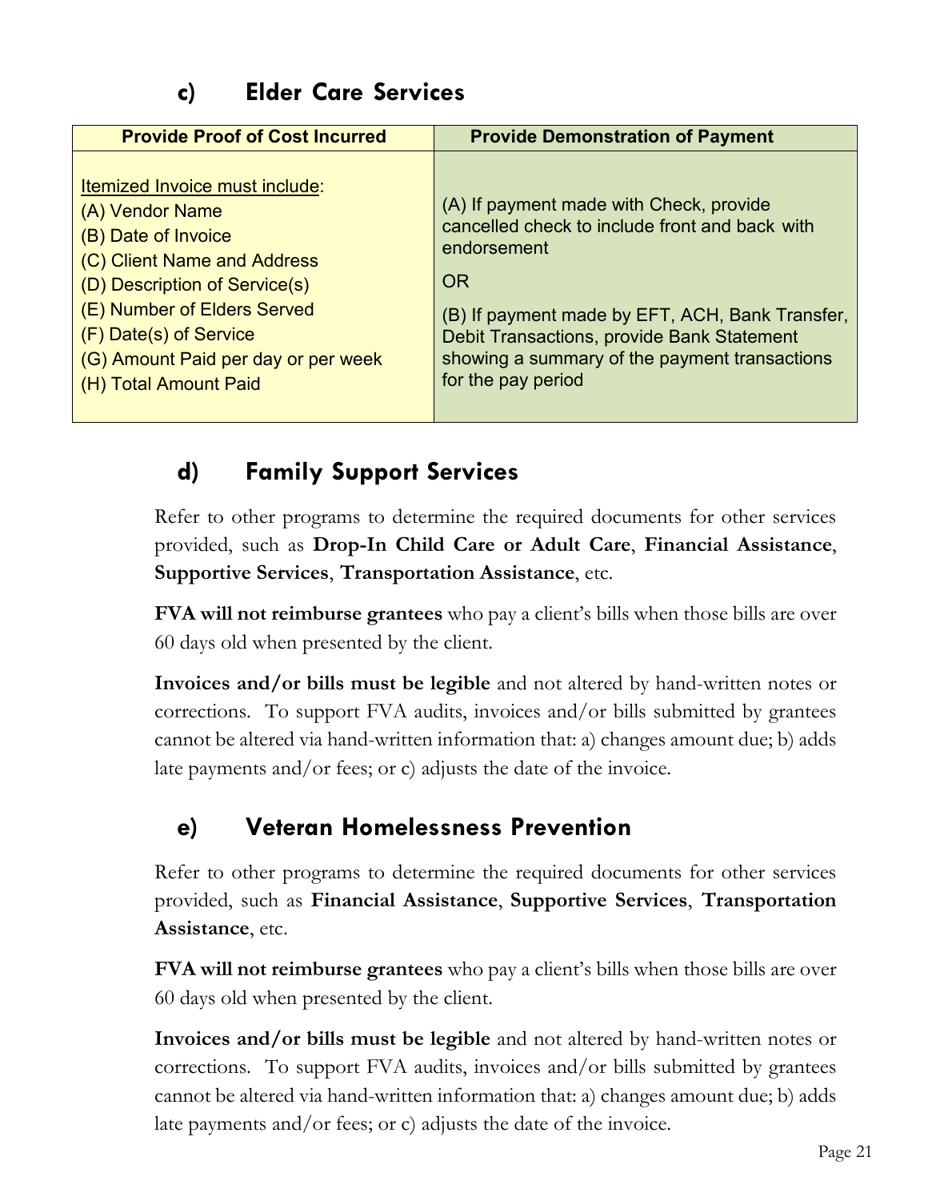## c) Elder Care Services

| Provide Proof of Cost Incurred | Provide Demonstration of Payment |
| --- | --- |
| Itemized Invoice must include:<br>(A) Vendor Name<br>(B) Date of Invoice<br>(C) Client Name and Address<br>(D) Description of Service(s)<br>(E) Number of Elders Served<br>(F) Date(s) of Service<br>(G) Amount Paid per day or per week<br>(H) Total Amount Paid | (A) If payment made with Check, provide cancelled check to include front and back with endorsement<br>OR<br>(B) If payment made by EFT, ACH, Bank Transfer, Debit Transactions, provide Bank Statement showing a summary of the payment transactions for the pay period |

## d) Family Support Services

Refer to other programs to determine the required documents for other services provided, such as **Drop-In Child Care or Adult Care**, **Financial Assistance**, **Supportive Services**, **Transportation Assistance**, etc.

**FVA will not reimburse grantees** who pay a client's bills when those bills are over 60 days old when presented by the client.

**Invoices and/or bills must be legible** and not altered by hand-written notes or corrections. To support FVA audits, invoices and/or bills submitted by grantees cannot be altered via hand-written information that: a) changes amount due; b) adds late payments and/or fees; or c) adjusts the date of the invoice.

## e) Veteran Homelessness Prevention

Refer to other programs to determine the required documents for other services provided, such as **Financial Assistance**, **Supportive Services**, **Transportation Assistance**, etc.

**FVA will not reimburse grantees** who pay a client's bills when those bills are over 60 days old when presented by the client.

**Invoices and/or bills must be legible** and not altered by hand-written notes or corrections. To support FVA audits, invoices and/or bills submitted by grantees cannot be altered via hand-written information that: a) changes amount due; b) adds late payments and/or fees; or c) adjusts the date of the invoice.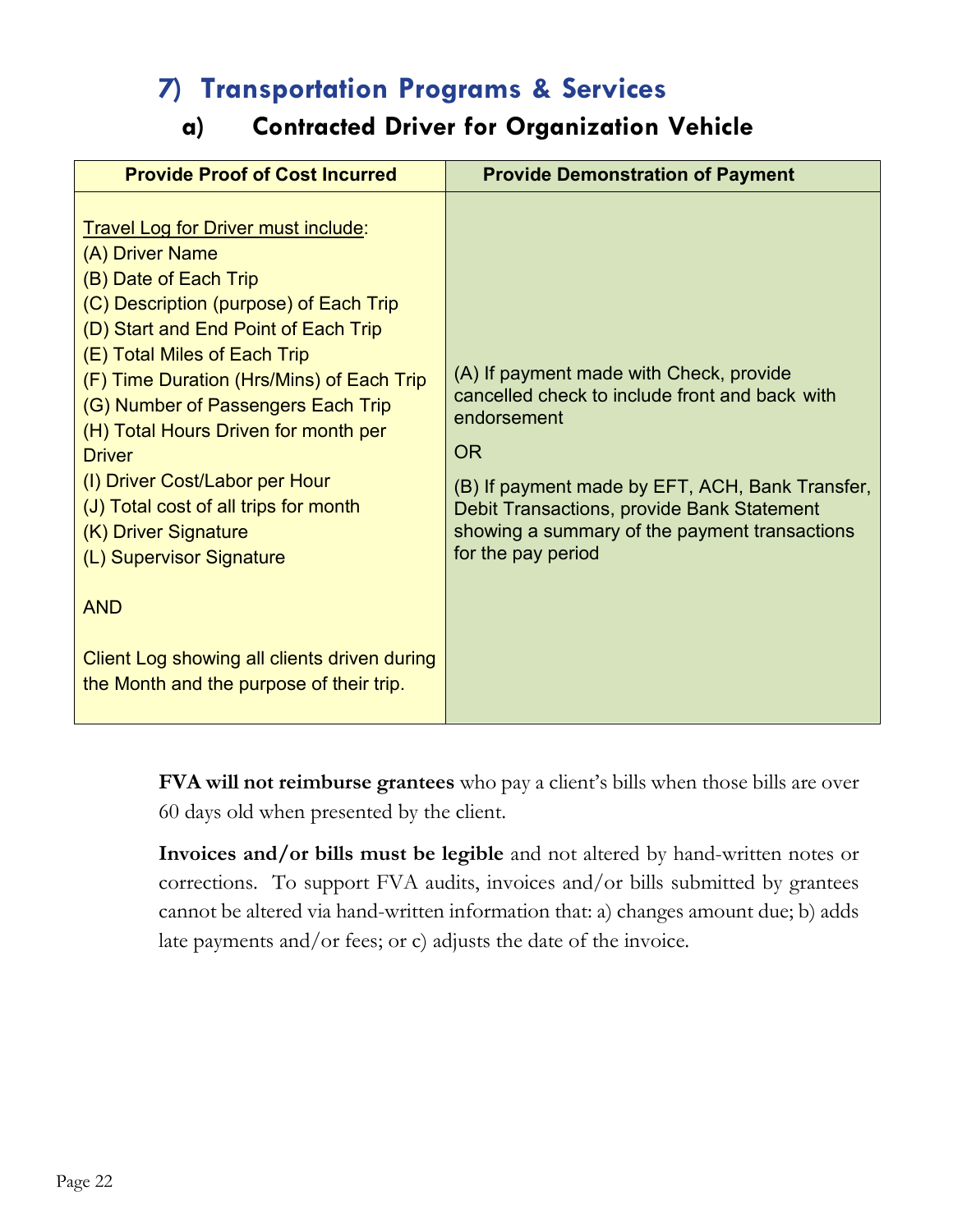## 7) Transportation Programs & Services

### a) Contracted Driver for Organization Vehicle

| Provide Proof of Cost Incurred | Provide Demonstration of Payment |
|---|---|
| Travel Log for Driver must include:<br>(A) Driver Name<br>(B) Date of Each Trip<br>(C) Description (purpose) of Each Trip<br>(D) Start and End Point of Each Trip<br>(E) Total Miles of Each Trip<br>(F) Time Duration (Hrs/Mins) of Each Trip<br>(G) Number of Passengers Each Trip<br>(H) Total Hours Driven for month per Driver<br>(I) Driver Cost/Labor per Hour<br>(J) Total cost of all trips for month<br>(K) Driver Signature<br>(L) Supervisor Signature<br><br>AND<br><br>Client Log showing all clients driven during the Month and the purpose of their trip. | (A) If payment made with Check, provide cancelled check to include front and back with endorsement<br><br>OR<br><br>(B) If payment made by EFT, ACH, Bank Transfer, Debit Transactions, provide Bank Statement showing a summary of the payment transactions for the pay period |

**FVA will not reimburse grantees** who pay a client's bills when those bills are over 60 days old when presented by the client.

**Invoices and/or bills must be legible** and not altered by hand-written notes or corrections. To support FVA audits, invoices and/or bills submitted by grantees cannot be altered via hand-written information that: a) changes amount due; b) adds late payments and/or fees; or c) adjusts the date of the invoice.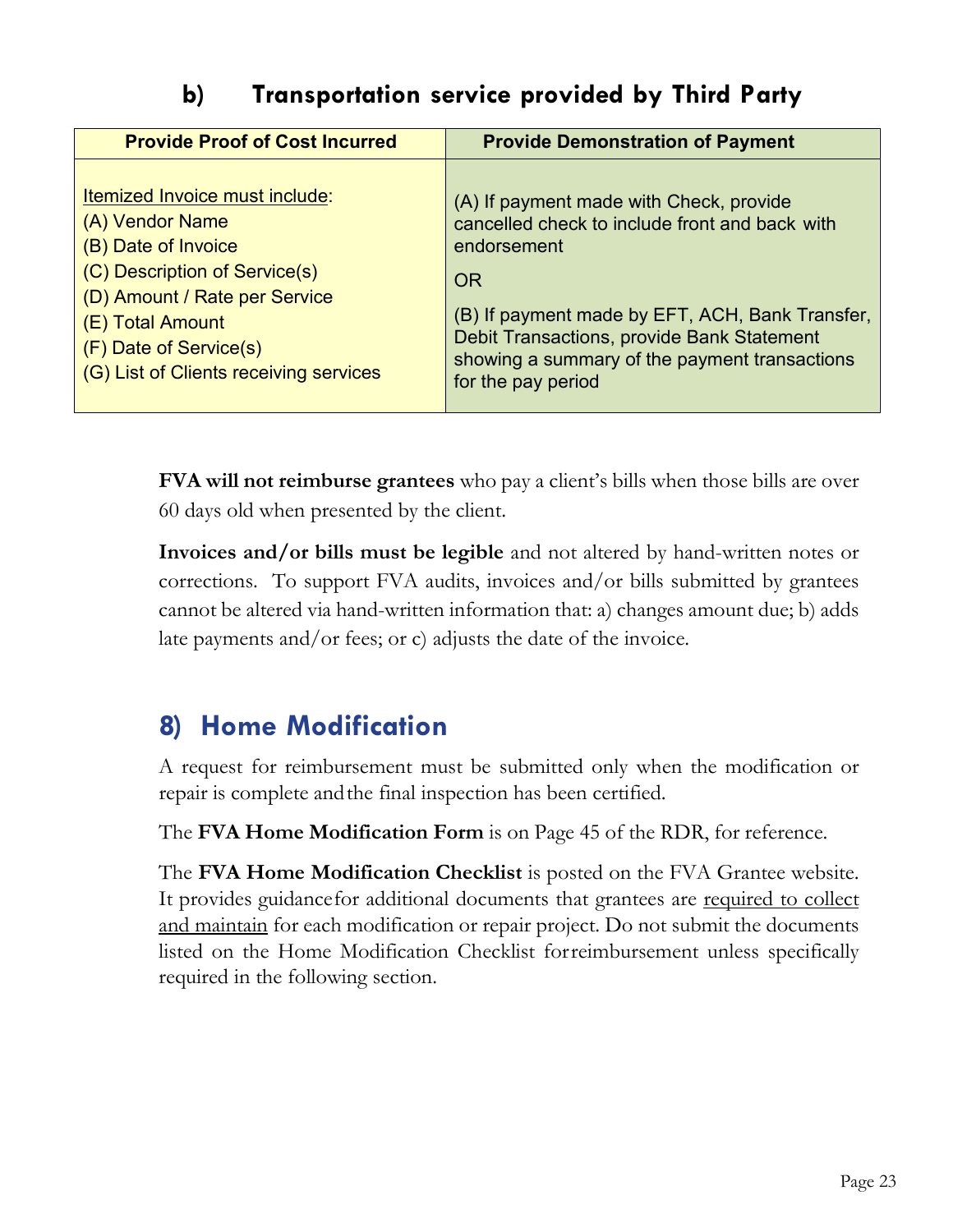## b) Transportation service provided by Third Party

| Provide Proof of Cost Incurred | Provide Demonstration of Payment |
|---|---|
| Itemized Invoice must include:<br>(A) Vendor Name<br>(B) Date of Invoice<br>(C) Description of Service(s)<br>(D) Amount / Rate per Service<br>(E) Total Amount<br>(F) Date of Service(s)<br>(G) List of Clients receiving services | (A) If payment made with Check, provide cancelled check to include front and back with endorsement<br>OR<br>(B) If payment made by EFT, ACH, Bank Transfer, Debit Transactions, provide Bank Statement showing a summary of the payment transactions for the pay period |

**FVA will not reimburse grantees** who pay a client's bills when those bills are over 60 days old when presented by the client.

**Invoices and/or bills must be legible** and not altered by hand-written notes or corrections. To support FVA audits, invoices and/or bills submitted by grantees cannot be altered via hand-written information that: a) changes amount due; b) adds late payments and/or fees; or c) adjusts the date of the invoice.

## 8) Home Modification

A request for reimbursement must be submitted only when the modification or repair is complete and the final inspection has been certified.

The **FVA Home Modification Form** is on Page 45 of the RDR, for reference.

The **FVA Home Modification Checklist** is posted on the FVA Grantee website. It provides guidance for additional documents that grantees are required to collect and maintain for each modification or repair project. Do not submit the documents listed on the Home Modification Checklist for reimbursement unless specifically required in the following section.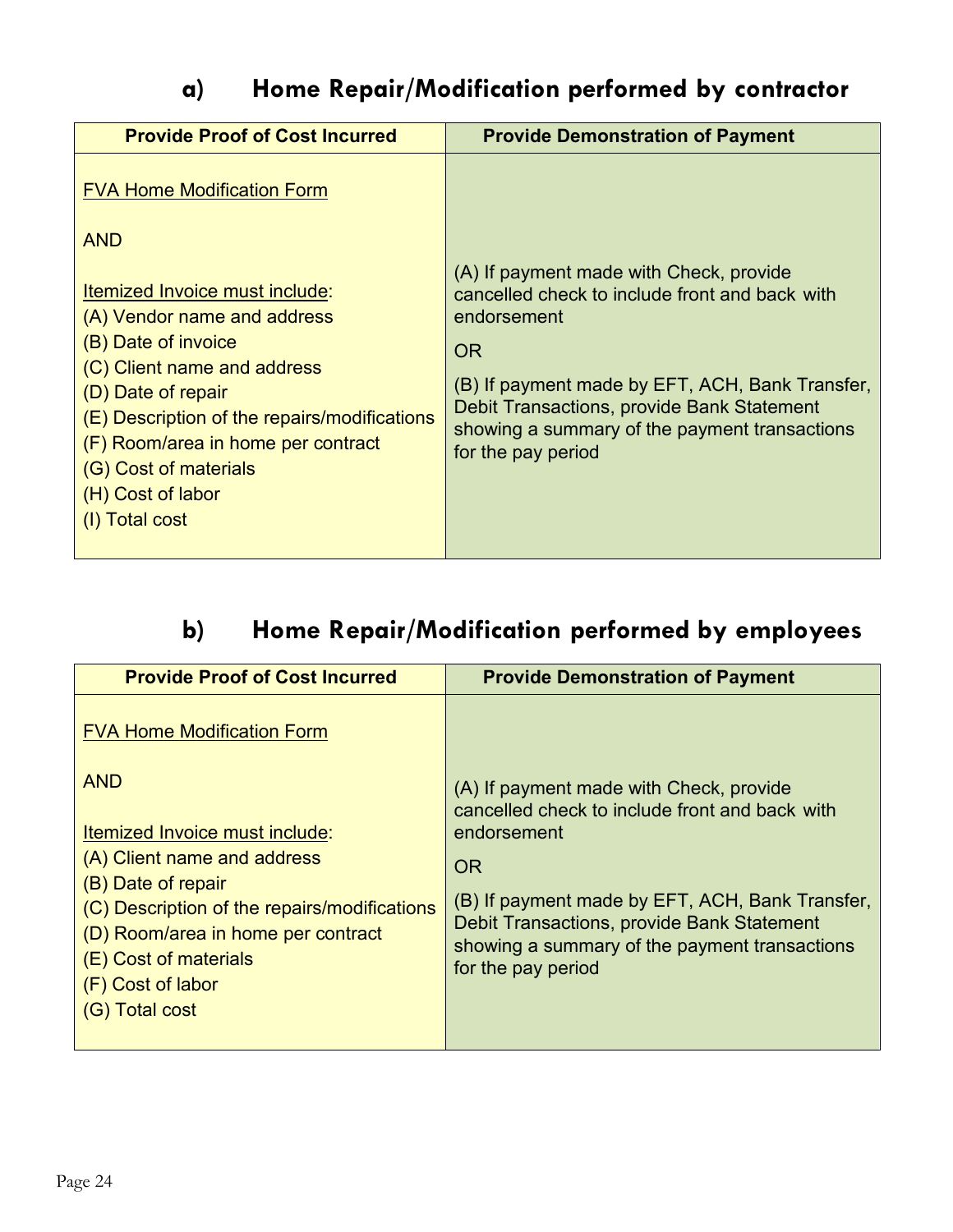## a) Home Repair/Modification performed by contractor

| Provide Proof of Cost Incurred | Provide Demonstration of Payment |
|---|---|
| FVA Home Modification Form<br><br>AND<br><br>Itemized Invoice must include:<br>(A) Vendor name and address<br>(B) Date of invoice<br>(C) Client name and address<br>(D) Date of repair<br>(E) Description of the repairs/modifications<br>(F) Room/area in home per contract<br>(G) Cost of materials<br>(H) Cost of labor<br>(I) Total cost | (A) If payment made with Check, provide cancelled check to include front and back with endorsement<br><br>OR<br><br>(B) If payment made by EFT, ACH, Bank Transfer, Debit Transactions, provide Bank Statement showing a summary of the payment transactions for the pay period |

## b) Home Repair/Modification performed by employees

| Provide Proof of Cost Incurred | Provide Demonstration of Payment |
|---|---|
| FVA Home Modification Form<br><br>AND<br><br>Itemized Invoice must include:<br>(A) Client name and address<br>(B) Date of repair<br>(C) Description of the repairs/modifications<br>(D) Room/area in home per contract<br>(E) Cost of materials<br>(F) Cost of labor<br>(G) Total cost | (A) If payment made with Check, provide cancelled check to include front and back with endorsement<br><br>OR<br><br>(B) If payment made by EFT, ACH, Bank Transfer, Debit Transactions, provide Bank Statement showing a summary of the payment transactions for the pay period |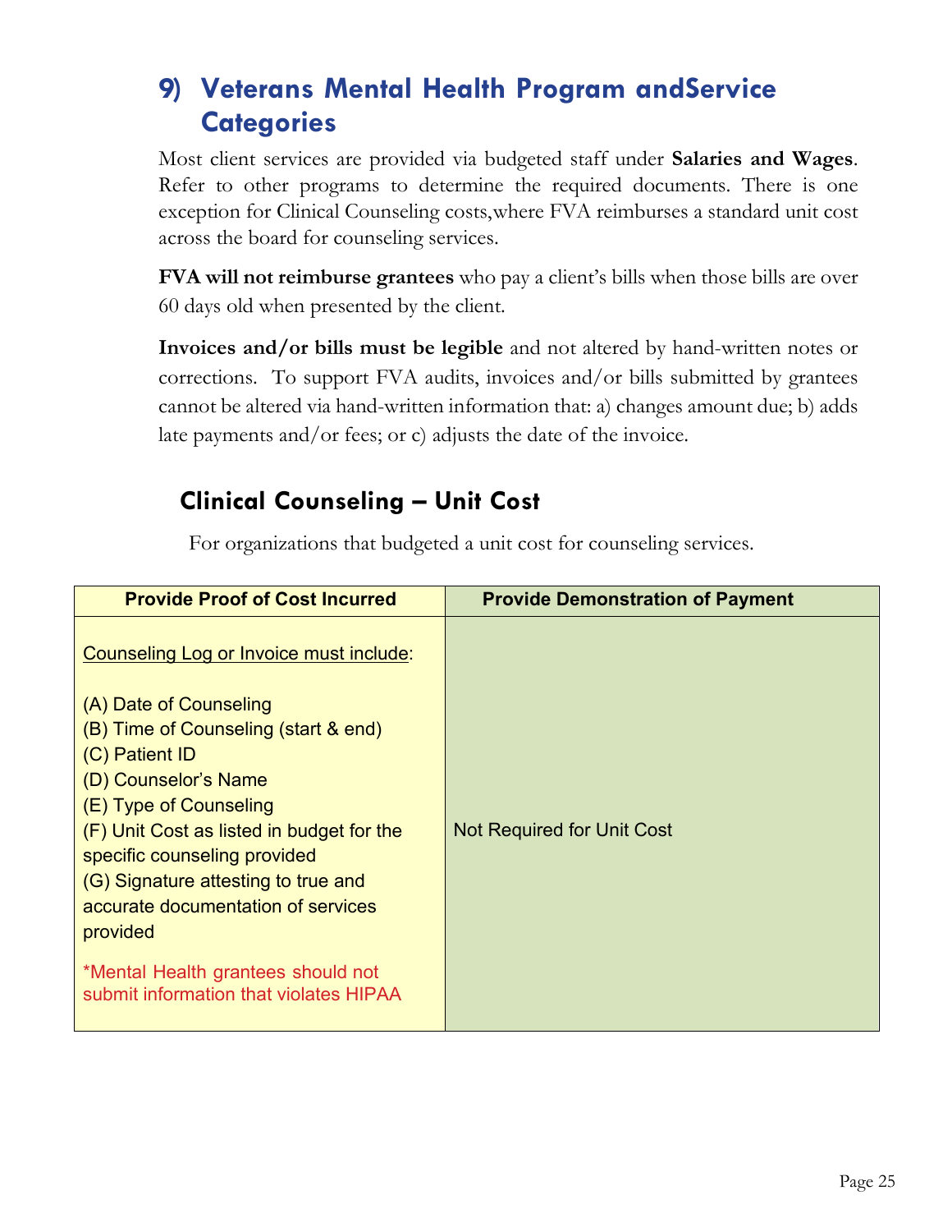## 9) Veterans Mental Health Program andService Categories

Most client services are provided via budgeted staff under **Salaries and Wages**. Refer to other programs to determine the required documents. There is one exception for Clinical Counseling costs,where FVA reimburses a standard unit cost across the board for counseling services.

**FVA will not reimburse grantees** who pay a client's bills when those bills are over 60 days old when presented by the client.

**Invoices and/or bills must be legible** and not altered by hand-written notes or corrections. To support FVA audits, invoices and/or bills submitted by grantees cannot be altered via hand-written information that: a) changes amount due; b) adds late payments and/or fees; or c) adjusts the date of the invoice.

### Clinical Counseling – Unit Cost

For organizations that budgeted a unit cost for counseling services.

| Provide Proof of Cost Incurred | Provide Demonstration of Payment |
|---|---|
| Counseling Log or Invoice must include:<br><br>(A) Date of Counseling<br>(B) Time of Counseling (start & end)<br>(C) Patient ID<br>(D) Counselor's Name<br>(E) Type of Counseling<br>(F) Unit Cost as listed in budget for the specific counseling provided<br>(G) Signature attesting to true and accurate documentation of services provided<br><br>*Mental Health grantees should not submit information that violates HIPAA | Not Required for Unit Cost |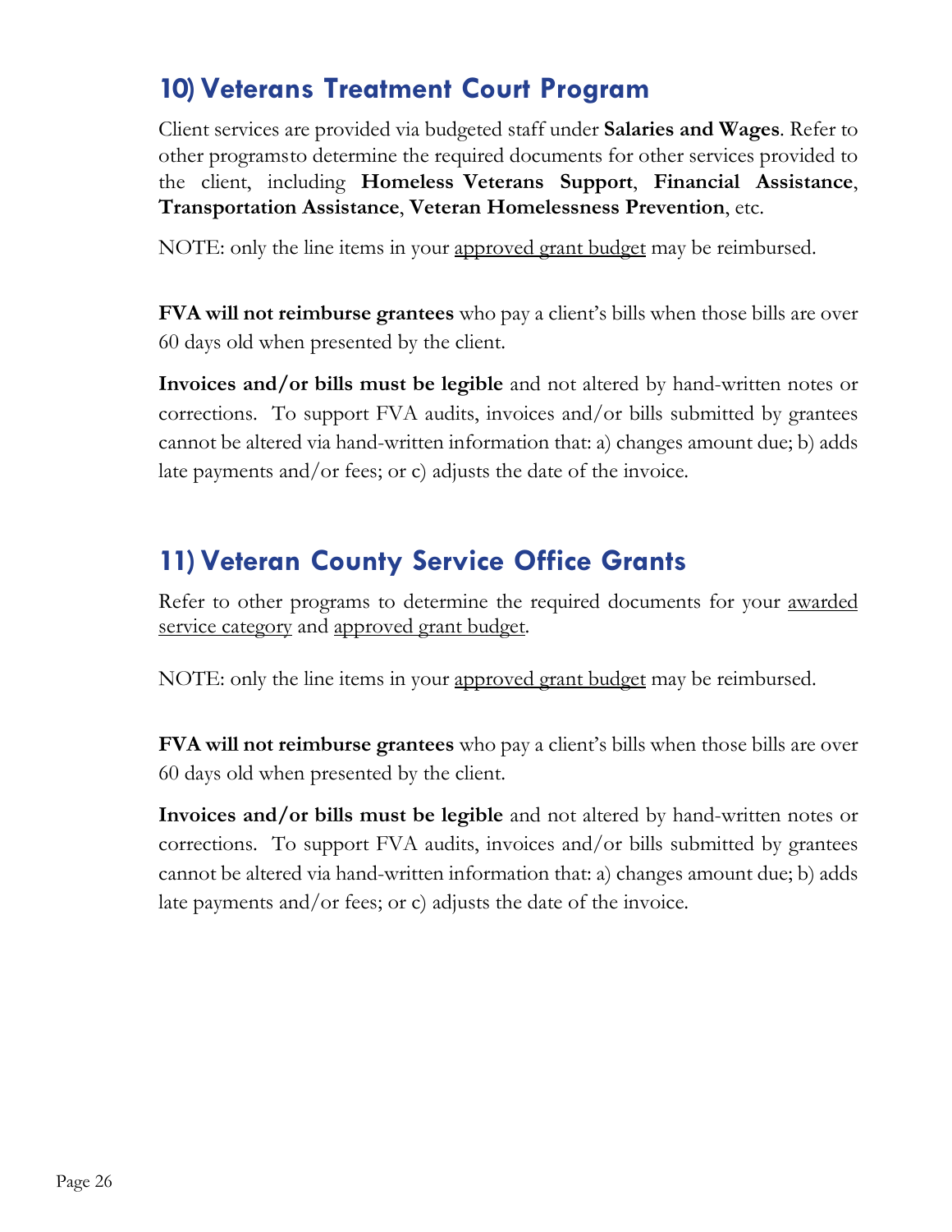## 10) Veterans Treatment Court Program

Client services are provided via budgeted staff under **Salaries and Wages**. Refer to other programsto determine the required documents for other services provided to the client, including **Homeless Veterans Support**, **Financial Assistance**, **Transportation Assistance**, **Veteran Homelessness Prevention**, etc.

NOTE: only the line items in your approved grant budget may be reimbursed.

**FVA will not reimburse grantees** who pay a client's bills when those bills are over 60 days old when presented by the client.

**Invoices and/or bills must be legible** and not altered by hand-written notes or corrections. To support FVA audits, invoices and/or bills submitted by grantees cannot be altered via hand-written information that: a) changes amount due; b) adds late payments and/or fees; or c) adjusts the date of the invoice.

## 11) Veteran County Service Office Grants

Refer to other programs to determine the required documents for your awarded service category and approved grant budget.

NOTE: only the line items in your approved grant budget may be reimbursed.

**FVA will not reimburse grantees** who pay a client's bills when those bills are over 60 days old when presented by the client.

**Invoices and/or bills must be legible** and not altered by hand-written notes or corrections. To support FVA audits, invoices and/or bills submitted by grantees cannot be altered via hand-written information that: a) changes amount due; b) adds late payments and/or fees; or c) adjusts the date of the invoice.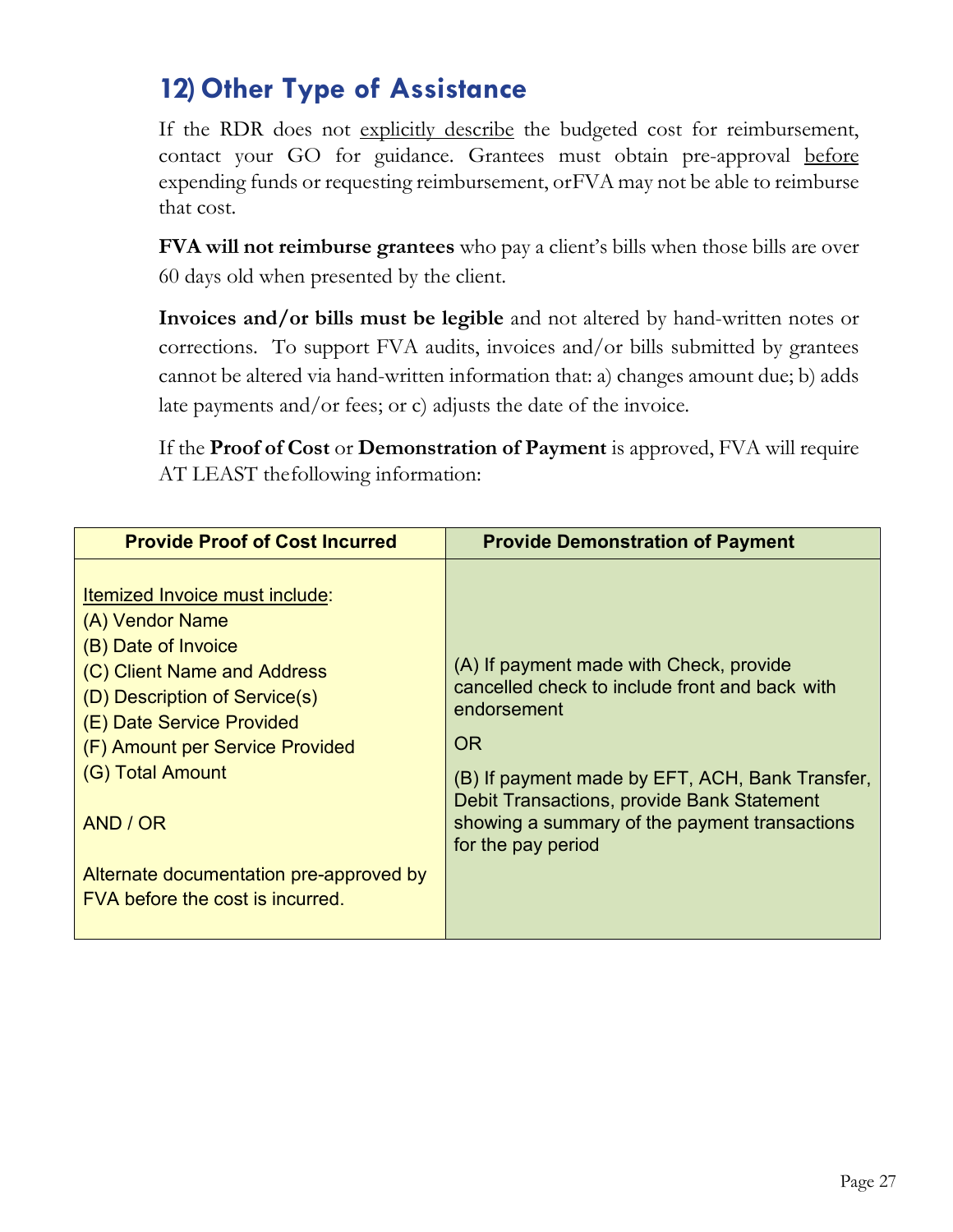## 12) Other Type of Assistance

If the RDR does not explicitly describe the budgeted cost for reimbursement, contact your GO for guidance. Grantees must obtain pre-approval before expending funds or requesting reimbursement, orFVA may not be able to reimburse that cost.

**FVA will not reimburse grantees** who pay a client's bills when those bills are over 60 days old when presented by the client.

**Invoices and/or bills must be legible** and not altered by hand-written notes or corrections. To support FVA audits, invoices and/or bills submitted by grantees cannot be altered via hand-written information that: a) changes amount due; b) adds late payments and/or fees; or c) adjusts the date of the invoice.

If the **Proof of Cost** or **Demonstration of Payment** is approved, FVA will require AT LEAST thefollowing information:

| Provide Proof of Cost Incurred | Provide Demonstration of Payment |
|---|---|
| Itemized Invoice must include:<br>(A) Vendor Name<br>(B) Date of Invoice<br>(C) Client Name and Address<br>(D) Description of Service(s)<br>(E) Date Service Provided<br>(F) Amount per Service Provided<br>(G) Total Amount<br><br>AND / OR<br><br>Alternate documentation pre-approved by FVA before the cost is incurred. | (A) If payment made with Check, provide cancelled check to include front and back with endorsement<br><br>OR<br><br>(B) If payment made by EFT, ACH, Bank Transfer, Debit Transactions, provide Bank Statement showing a summary of the payment transactions for the pay period |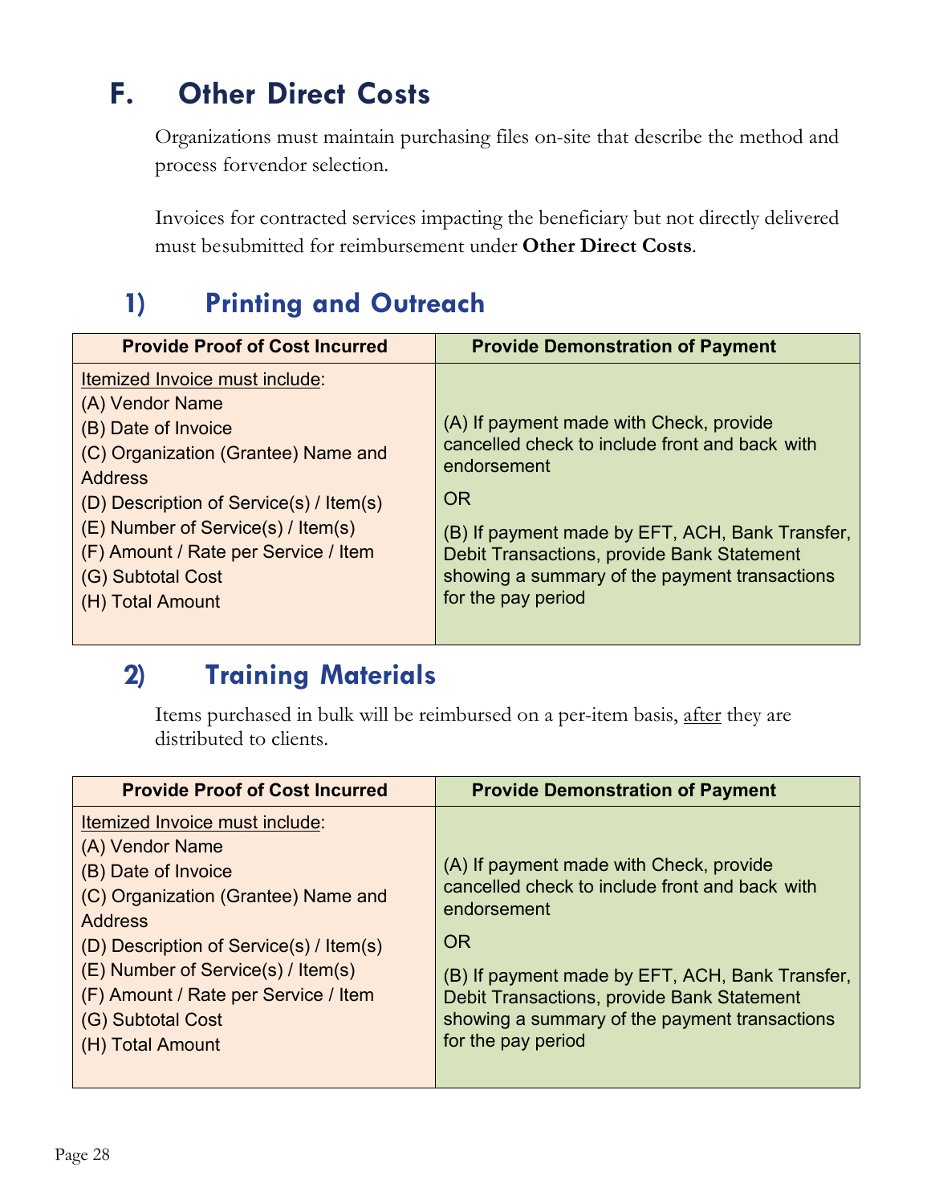## F. Other Direct Costs

Organizations must maintain purchasing files on-site that describe the method and process forvendor selection.

Invoices for contracted services impacting the beneficiary but not directly delivered must besubmitted for reimbursement under **Other Direct Costs**.

### 1) Printing and Outreach

| Provide Proof of Cost Incurred | Provide Demonstration of Payment |
| --- | --- |
| Itemized Invoice must include:<br>(A) Vendor Name<br>(B) Date of Invoice<br>(C) Organization (Grantee) Name and Address<br>(D) Description of Service(s) / Item(s)<br>(E) Number of Service(s) / Item(s)<br>(F) Amount / Rate per Service / Item<br>(G) Subtotal Cost<br>(H) Total Amount | (A) If payment made with Check, provide cancelled check to include front and back with endorsement<br>OR<br>(B) If payment made by EFT, ACH, Bank Transfer, Debit Transactions, provide Bank Statement showing a summary of the payment transactions for the pay period |

### 2) Training Materials

Items purchased in bulk will be reimbursed on a per-item basis, <u>after</u> they are distributed to clients.

| Provide Proof of Cost Incurred | Provide Demonstration of Payment |
| --- | --- |
| Itemized Invoice must include:<br>(A) Vendor Name<br>(B) Date of Invoice<br>(C) Organization (Grantee) Name and Address<br>(D) Description of Service(s) / Item(s)<br>(E) Number of Service(s) / Item(s)<br>(F) Amount / Rate per Service / Item<br>(G) Subtotal Cost<br>(H) Total Amount | (A) If payment made with Check, provide cancelled check to include front and back with endorsement<br>OR<br>(B) If payment made by EFT, ACH, Bank Transfer, Debit Transactions, provide Bank Statement showing a summary of the payment transactions for the pay period |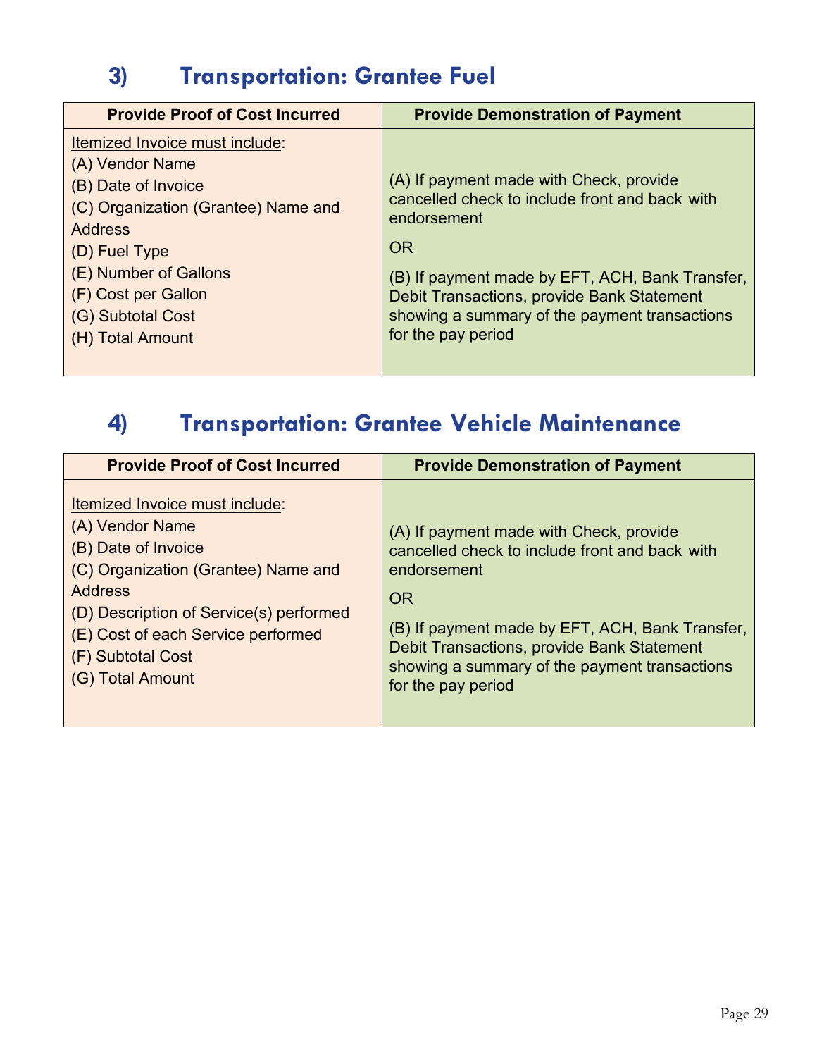## 3) Transportation: Grantee Fuel

| Provide Proof of Cost Incurred | Provide Demonstration of Payment |
|---|---|
| <u>Itemized Invoice must include</u>:<br>(A) Vendor Name<br>(B) Date of Invoice<br>(C) Organization (Grantee) Name and Address<br>(D) Fuel Type<br>(E) Number of Gallons<br>(F) Cost per Gallon<br>(G) Subtotal Cost<br>(H) Total Amount | (A) If payment made with Check, provide cancelled check to include front and back with endorsement<br><br>OR<br><br>(B) If payment made by EFT, ACH, Bank Transfer, Debit Transactions, provide Bank Statement showing a summary of the payment transactions for the pay period |

## 4) Transportation: Grantee Vehicle Maintenance

| Provide Proof of Cost Incurred | Provide Demonstration of Payment |
|---|---|
| <u>Itemized Invoice must include</u>:<br>(A) Vendor Name<br>(B) Date of Invoice<br>(C) Organization (Grantee) Name and Address<br>(D) Description of Service(s) performed<br>(E) Cost of each Service performed<br>(F) Subtotal Cost<br>(G) Total Amount | (A) If payment made with Check, provide cancelled check to include front and back with endorsement<br><br>OR<br><br>(B) If payment made by EFT, ACH, Bank Transfer, Debit Transactions, provide Bank Statement showing a summary of the payment transactions for the pay period |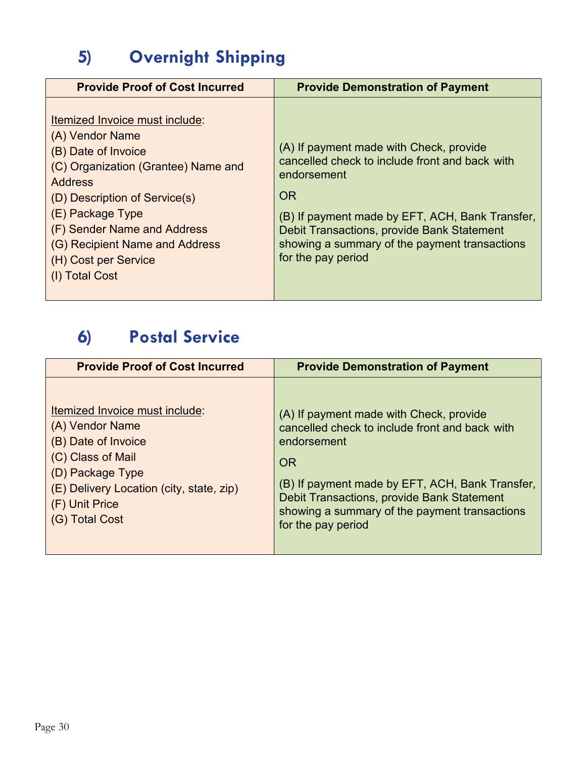## 5) Overnight Shipping

| Provide Proof of Cost Incurred | Provide Demonstration of Payment |
|---|---|
| Itemized Invoice must include:<br>(A) Vendor Name<br>(B) Date of Invoice<br>(C) Organization (Grantee) Name and Address<br>(D) Description of Service(s)<br>(E) Package Type<br>(F) Sender Name and Address<br>(G) Recipient Name and Address<br>(H) Cost per Service<br>(I) Total Cost | (A) If payment made with Check, provide cancelled check to include front and back with endorsement<br>OR<br>(B) If payment made by EFT, ACH, Bank Transfer, Debit Transactions, provide Bank Statement showing a summary of the payment transactions for the pay period |

## 6) Postal Service

| Provide Proof of Cost Incurred | Provide Demonstration of Payment |
|---|---|
| Itemized Invoice must include:<br>(A) Vendor Name<br>(B) Date of Invoice<br>(C) Class of Mail<br>(D) Package Type<br>(E) Delivery Location (city, state, zip)<br>(F) Unit Price<br>(G) Total Cost | (A) If payment made with Check, provide cancelled check to include front and back with endorsement<br>OR<br>(B) If payment made by EFT, ACH, Bank Transfer, Debit Transactions, provide Bank Statement showing a summary of the payment transactions for the pay period |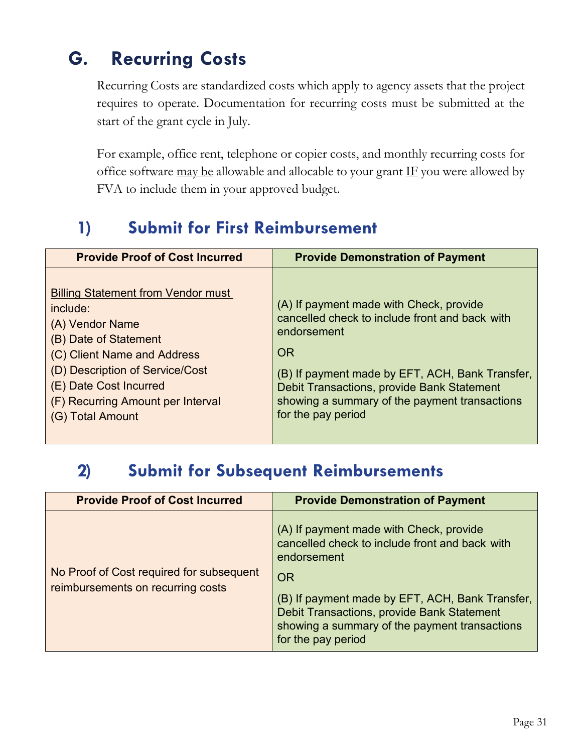## G. Recurring Costs

Recurring Costs are standardized costs which apply to agency assets that the project requires to operate. Documentation for recurring costs must be submitted at the start of the grant cycle in July.

For example, office rent, telephone or copier costs, and monthly recurring costs for office software <u>may be</u> allowable and allocable to your grant <u>IF</u> you were allowed by FVA to include them in your approved budget.

### 1) Submit for First Reimbursement

| Provide Proof of Cost Incurred | Provide Demonstration of Payment |
| --- | --- |
| <u>Billing Statement from Vendor must include</u>:<br>(A) Vendor Name<br>(B) Date of Statement<br>(C) Client Name and Address<br>(D) Description of Service/Cost<br>(E) Date Cost Incurred<br>(F) Recurring Amount per Interval<br>(G) Total Amount | (A) If payment made with Check, provide cancelled check to include front and back with endorsement<br>OR<br>(B) If payment made by EFT, ACH, Bank Transfer, Debit Transactions, provide Bank Statement showing a summary of the payment transactions for the pay period |

### 2) Submit for Subsequent Reimbursements

| Provide Proof of Cost Incurred | Provide Demonstration of Payment |
| --- | --- |
| No Proof of Cost required for subsequent reimbursements on recurring costs | (A) If payment made with Check, provide cancelled check to include front and back with endorsement<br>OR<br>(B) If payment made by EFT, ACH, Bank Transfer, Debit Transactions, provide Bank Statement showing a summary of the payment transactions for the pay period |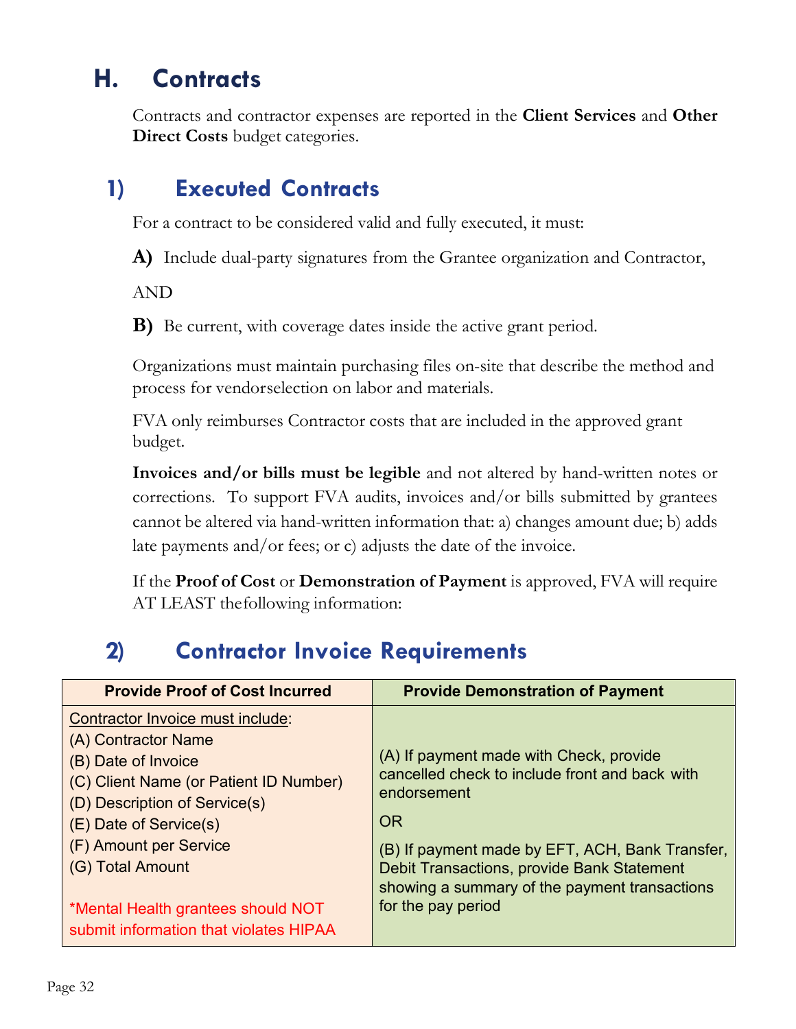## H. Contracts

Contracts and contractor expenses are reported in the **Client Services** and **Other Direct Costs** budget categories.

### 1) Executed Contracts

For a contract to be considered valid and fully executed, it must:

**A)** Include dual-party signatures from the Grantee organization and Contractor,

AND

**B)** Be current, with coverage dates inside the active grant period.

Organizations must maintain purchasing files on-site that describe the method and process for vendorselection on labor and materials.

FVA only reimburses Contractor costs that are included in the approved grant budget.

**Invoices and/or bills must be legible** and not altered by hand-written notes or corrections. To support FVA audits, invoices and/or bills submitted by grantees cannot be altered via hand-written information that: a) changes amount due; b) adds late payments and/or fees; or c) adjusts the date of the invoice.

If the **Proof of Cost** or **Demonstration of Payment** is approved, FVA will require AT LEAST thefollowing information:

### 2) Contractor Invoice Requirements

| Provide Proof of Cost Incurred | Provide Demonstration of Payment |
|---|---|
| Contractor Invoice must include:<br>(A) Contractor Name<br>(B) Date of Invoice<br>(C) Client Name (or Patient ID Number)<br>(D) Description of Service(s)<br>(E) Date of Service(s)<br>(F) Amount per Service<br>(G) Total Amount<br><br>*Mental Health grantees should NOT submit information that violates HIPAA | (A) If payment made with Check, provide cancelled check to include front and back with endorsement<br><br>OR<br><br>(B) If payment made by EFT, ACH, Bank Transfer, Debit Transactions, provide Bank Statement showing a summary of the payment transactions for the pay period |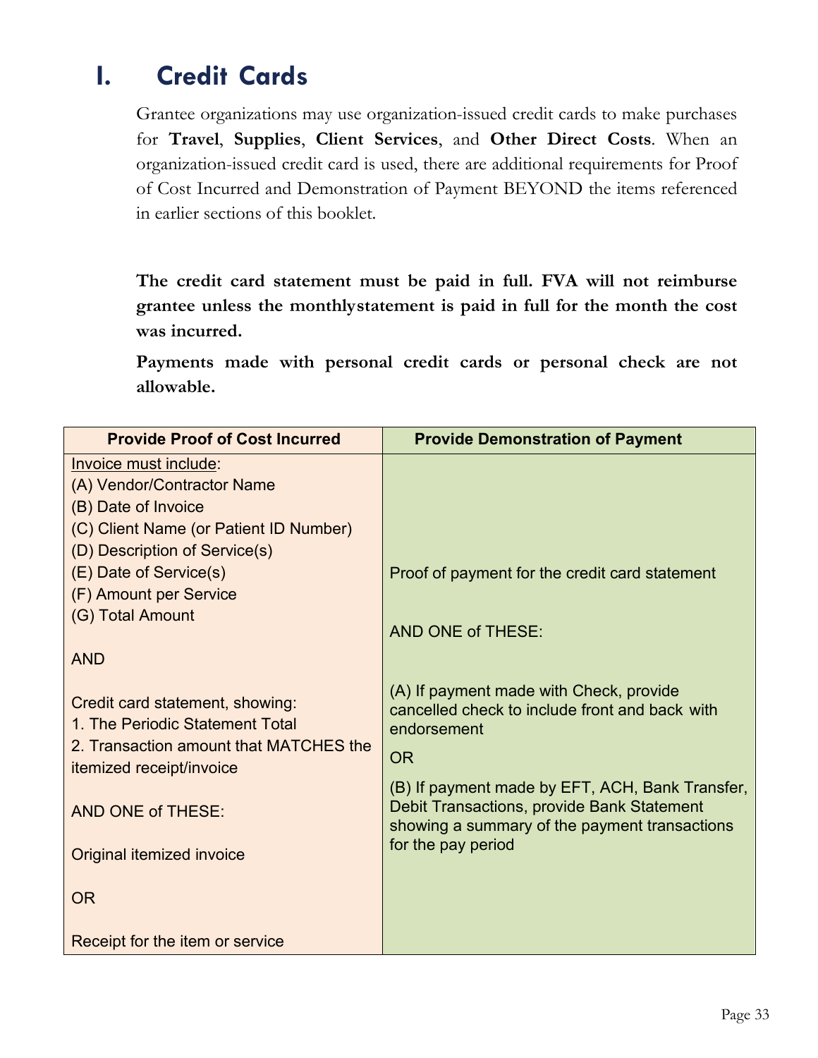# I. Credit Cards

Grantee organizations may use organization-issued credit cards to make purchases for **Travel**, **Supplies**, **Client Services**, and **Other Direct Costs**. When an organization-issued credit card is used, there are additional requirements for Proof of Cost Incurred and Demonstration of Payment BEYOND the items referenced in earlier sections of this booklet.

**The credit card statement must be paid in full. FVA will not reimburse grantee unless the monthlystatement is paid in full for the month the cost was incurred.**

**Payments made with personal credit cards or personal check are not allowable.**

| Provide Proof of Cost Incurred | Provide Demonstration of Payment |
|---|---|
| Invoice must include:<br>(A) Vendor/Contractor Name<br>(B) Date of Invoice<br>(C) Client Name (or Patient ID Number)<br>(D) Description of Service(s)<br>(E) Date of Service(s)<br>(F) Amount per Service<br>(G) Total Amount<br><br>AND<br><br>Credit card statement, showing:<br>1. The Periodic Statement Total<br>2. Transaction amount that MATCHES the itemized receipt/invoice<br><br>AND ONE of THESE:<br><br>Original itemized invoice<br><br>OR<br><br>Receipt for the item or service | Proof of payment for the credit card statement<br><br>AND ONE of THESE:<br><br>(A) If payment made with Check, provide cancelled check to include front and back with endorsement<br><br>OR<br><br>(B) If payment made by EFT, ACH, Bank Transfer, Debit Transactions, provide Bank Statement showing a summary of the payment transactions for the pay period |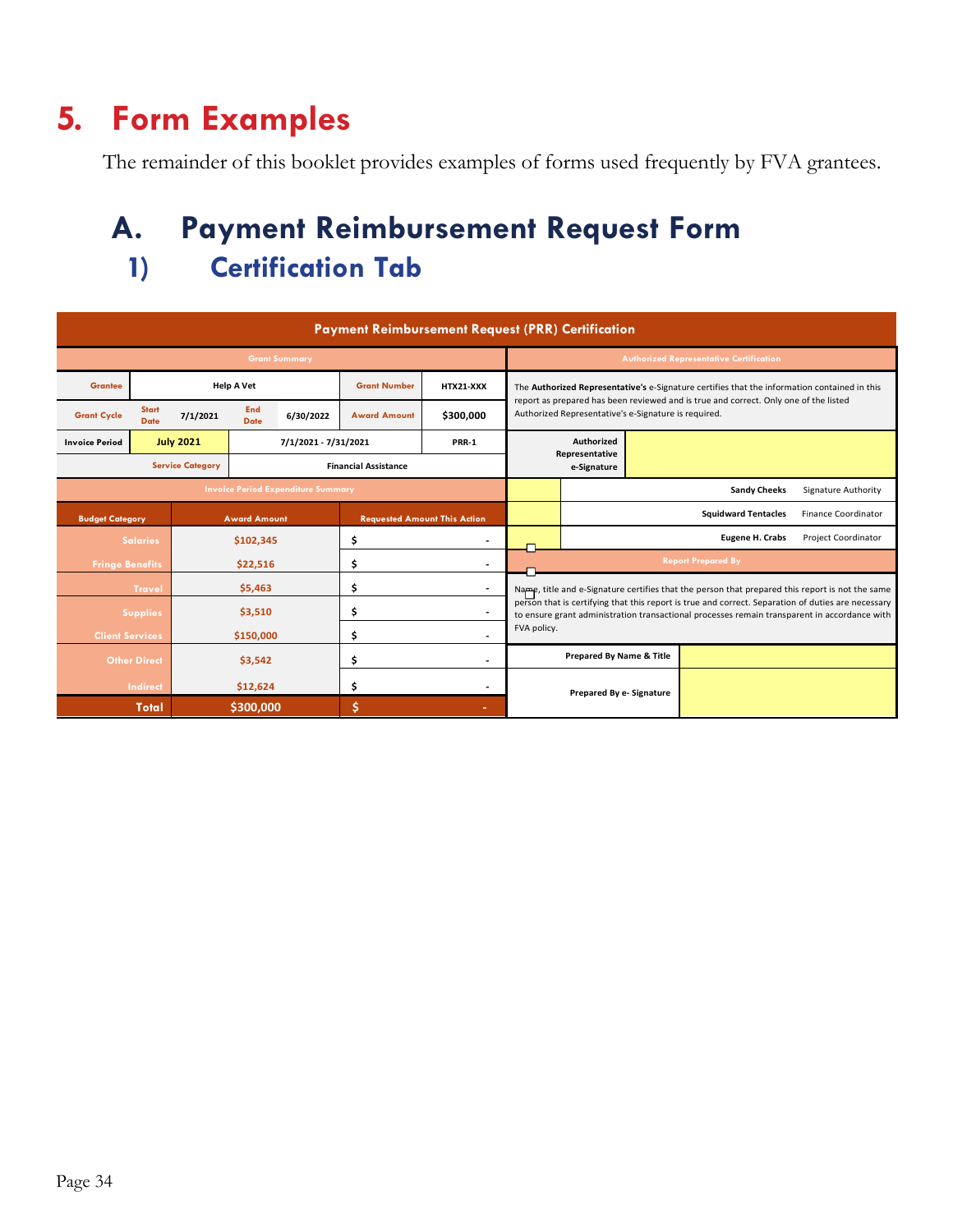# 5. Form Examples

The remainder of this booklet provides examples of forms used frequently by FVA grantees.

## A. Payment Reimbursement Request Form

### 1) Certification Tab

**Payment Reimbursement Request (PRR) Certification**

**Grant Summary**

| | | | | | |
|---|---|---|---|---|---|
| Grantee | Help A Vet | | | Grant Number | HTX21-XXX |
| Grant Cycle | Start Date 7/1/2021 | | End Date 6/30/2022 | Award Amount | $300,000 |
| Invoice Period | July 2021 | 7/1/2021 - 7/31/2021 | | | PRR-1 |
| Service Category | | Financial Assistance | | | |

**Invoice Period Expenditure Summary**

| Budget Category | Award Amount | Requested Amount This Action |
|---|---|---|
| Salaries | $102,345 | $ - |
| Fringe Benefits | $22,516 | $ - |
| Travel | $5,463 | $ - |
| Supplies | $3,510 | $ - |
| Client Services | $150,000 | $ - |
| Other Direct | $3,542 | $ - |
| Indirect | $12,624 | $ - |
| **Total** | **$300,000** | **$ -** |

**Authorized Representative Certification**

The **Authorized Representative's** e-Signature certifies that the information contained in this report as prepared has been reviewed and is true and correct. Only one of the listed Authorized Representative's e-Signature is required.

| Authorized Representative e-Signature | | |
|---|---|---|
| ☐ | Sandy Cheeks | Signature Authority |
| ☐ | Squidward Tentacles | Finance Coordinator |
| ☐ | Eugene H. Crabs | Project Coordinator |

**Report Prepared By**

Name, title and e-Signature certifies that the person that prepared this report is not the same person that is certifying that this report is true and correct. Separation of duties are necessary to ensure grant administration transactional processes remain transparent in accordance with FVA policy.

| | |
|---|---|
| Prepared By Name & Title | |
| Prepared By e- Signature | |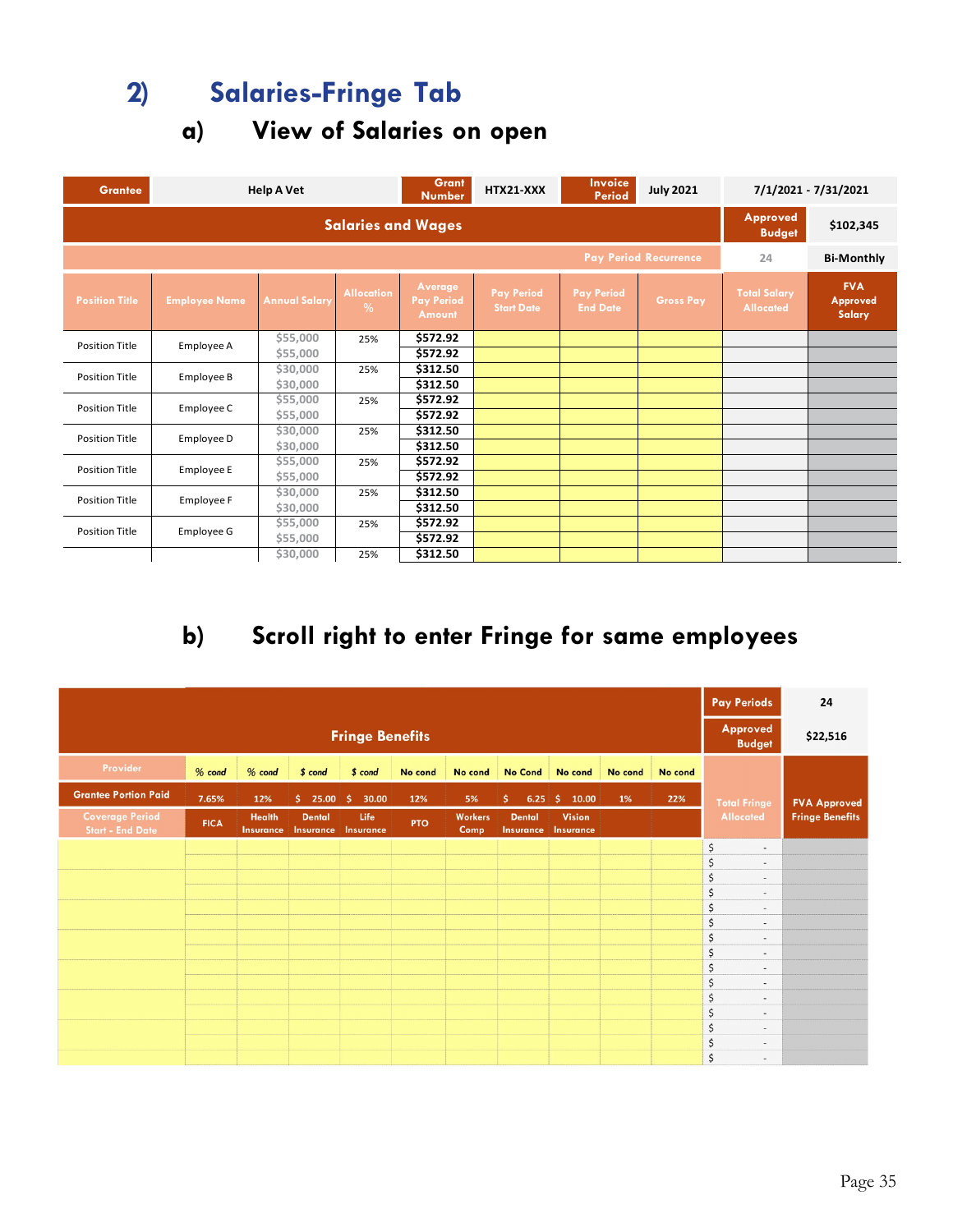## 2) Salaries-Fringe Tab

### a) View of Salaries on open

| Grantee | Help A Vet | | | Grant Number | HTX21-XXX | Invoice Period | July 2021 | 7/1/2021 - 7/31/2021 | |
|---|---|---|---|---|---|---|---|---|---|
| Salaries and Wages | | | | | | | | Approved Budget | $102,345 |
| Pay Period Recurrence | | | | | | | | 24 | Bi-Monthly |
| Position Title | Employee Name | Annual Salary | Allocation % | Average Pay Period Amount | Pay Period Start Date | Pay Period End Date | Gross Pay | Total Salary Allocated | FVA Approved Salary |
| Position Title | Employee A | $55,000 | 25% | $572.92 | | | | | |
| | | $55,000 | | $572.92 | | | | | |
| Position Title | Employee B | $30,000 | 25% | $312.50 | | | | | |
| | | $30,000 | | $312.50 | | | | | |
| Position Title | Employee C | $55,000 | 25% | $572.92 | | | | | |
| | | $55,000 | | $572.92 | | | | | |
| Position Title | Employee D | $30,000 | 25% | $312.50 | | | | | |
| | | $30,000 | | $312.50 | | | | | |
| Position Title | Employee E | $55,000 | 25% | $572.92 | | | | | |
| | | $55,000 | | $572.92 | | | | | |
| Position Title | Employee F | $30,000 | 25% | $312.50 | | | | | |
| | | $30,000 | | $312.50 | | | | | |
| Position Title | Employee G | $55,000 | 25% | $572.92 | | | | | |
| | | $55,000 | | $572.92 | | | | | |
| | | $30,000 | 25% | $312.50 | | | | | |

### b) Scroll right to enter Fringe for same employees

| Fringe Benefits | | | | | | | | | | | Pay Periods | 24 |
|---|---|---|---|---|---|---|---|---|---|---|---|---|
| | | | | | | | | | | | Approved Budget | $22,516 |
| Provider | % cond | % cond | $ cond | $ cond | No cond | No cond | No Cond | No cond | No cond | No cond | Total Fringe Allocated | FVA Approved Fringe Benefits |
| Grantee Portion Paid | 7.65% | 12% | $ 25.00 | $ 30.00 | 12% | 5% | $ 6.25 | $ 10.00 | 1% | 22% | | |
| Coverage Period Start - End Date | FICA | Health Insurance | Dental Insurance | Life Insurance | PTO | Workers Comp | Dental Insurance | Vision Insurance | | | | |
| | | | | | | | | | | | $ - | |
| | | | | | | | | | | | $ - | |
| | | | | | | | | | | | $ - | |
| | | | | | | | | | | | $ - | |
| | | | | | | | | | | | $ - | |
| | | | | | | | | | | | $ - | |
| | | | | | | | | | | | $ - | |
| | | | | | | | | | | | $ - | |
| | | | | | | | | | | | $ - | |
| | | | | | | | | | | | $ - | |
| | | | | | | | | | | | $ - | |
| | | | | | | | | | | | $ - | |
| | | | | | | | | | | | $ - | |
| | | | | | | | | | | | $ - | |
| | | | | | | | | | | | $ - | |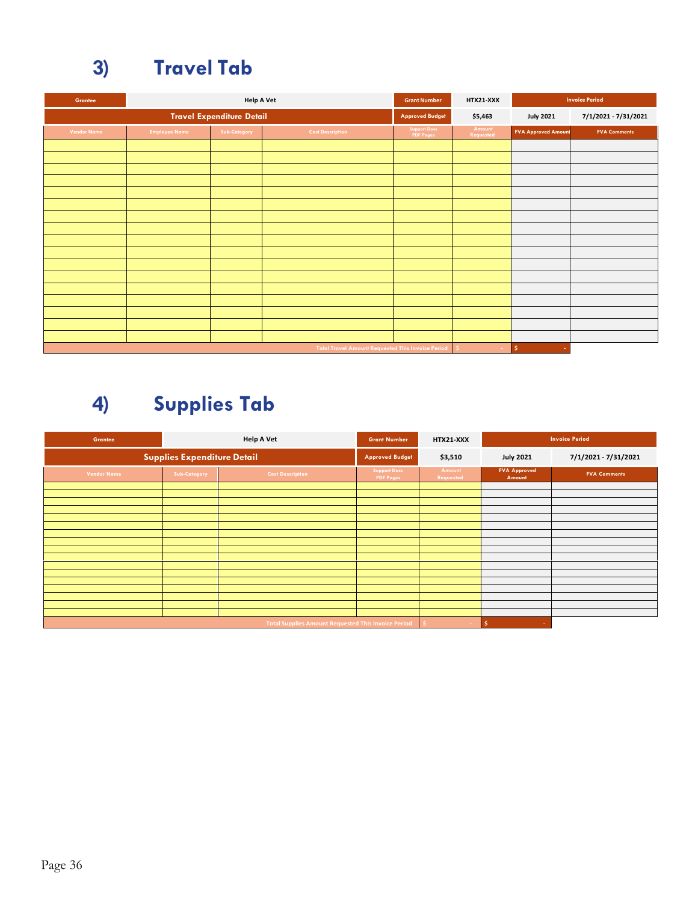## 3) Travel Tab

| Grantee | Help A Vet | | | Grant Number | HTX21-XXX | Invoice Period | |
|---|---|---|---|---|---|---|---|
| Travel Expenditure Detail | | | | Approved Budget | $5,463 | July 2021 | 7/1/2021 - 7/31/2021 |
| Vendor Name | Employee Name | Sub-Category | Cost Description | Support Docs PDF Pages | Amount Requested | FVA Approved Amount | FVA Comments |
| | | | | | | | |
| | | | | | | | |
| | | | | | | | |
| | | | | | | | |
| | | | | | | | |
| | | | | | | | |
| | | | | | | | |
| | | | | | | | |
| | | | | | | | |
| | | | | | | | |
| | | | | | | | |
| | | | | | | | |
| | | | | | | | |
| | | | | | | | |
| | | | | | | | |
| | | | | | | | |
| | | | | | | | |
| Total Travel Amount Requested This Invoice Period | | | | | $ - | $ - | |

## 4) Supplies Tab

| Grantee | Help A Vet | | Grant Number | HTX21-XXX | Invoice Period | |
|---|---|---|---|---|---|---|
| Supplies Expenditure Detail | | | Approved Budget | $3,510 | July 2021 | 7/1/2021 - 7/31/2021 |
| Vendor Name | Sub-Category | Cost Description | Support Docs PDF Pages | Amount Requested | FVA Approved Amount | FVA Comments |
| | | | | | | |
| | | | | | | |
| | | | | | | |
| | | | | | | |
| | | | | | | |
| | | | | | | |
| | | | | | | |
| | | | | | | |
| | | | | | | |
| | | | | | | |
| | | | | | | |
| | | | | | | |
| | | | | | | |
| | | | | | | |
| | | | | | | |
| | | | | | | |
| | | | | | | |
| | | | | | | |
| Total Supplies Amount Requested This Invoice Period | | | | $ - | $ - | |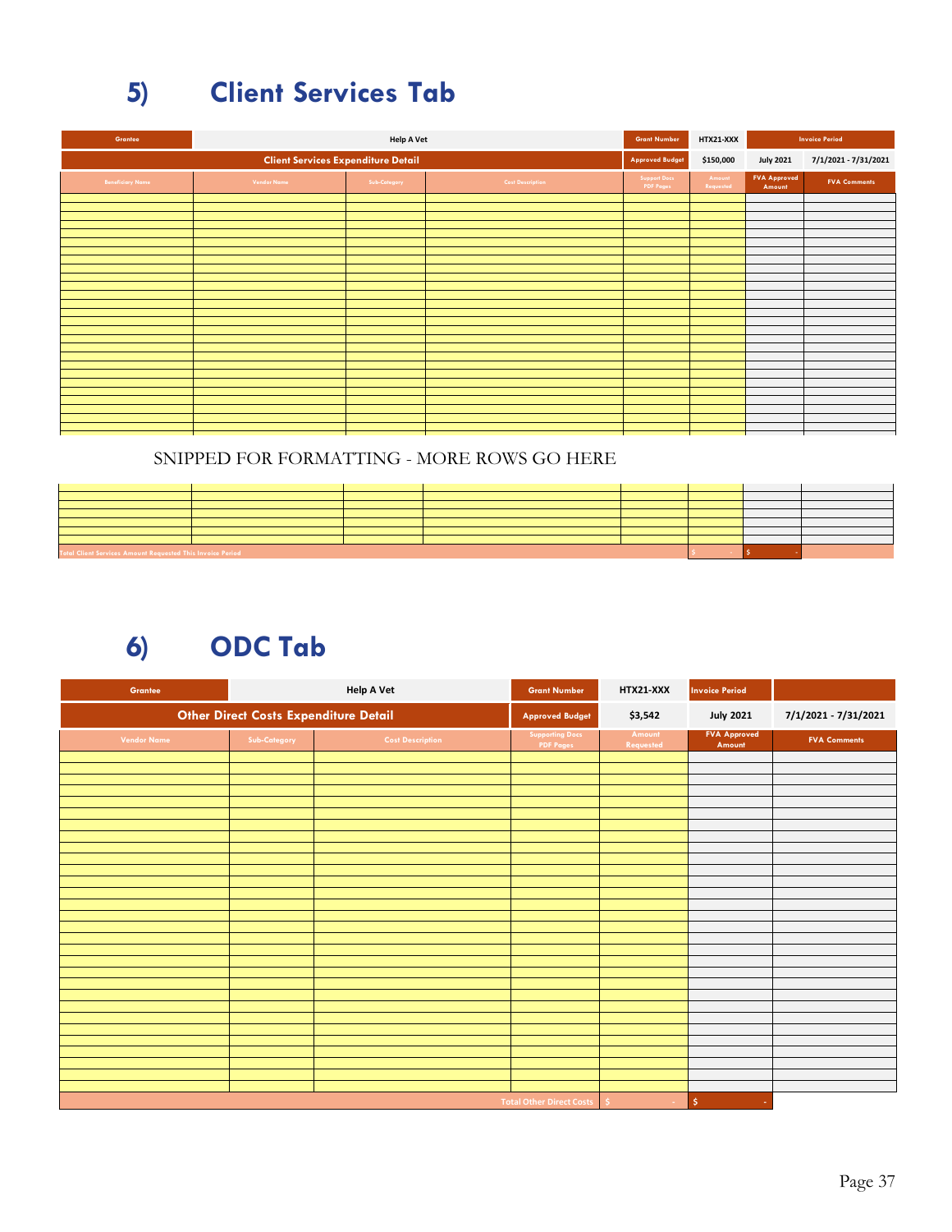## 5) Client Services Tab

| Grantee | Help A Vet | | | Grant Number | HTX21-XXX | Invoice Period | |
|---|---|---|---|---|---|---|---|
| Client Services Expenditure Detail | | | | Approved Budget | $150,000 | July 2021 | 7/1/2021 - 7/31/2021 |
| Beneficiary Name | Vendor Name | Sub-Category | Cost Description | Support Docs PDF Pages | Amount Requested | FVA Approved Amount | FVA Comments |
| | | | | | | | |

SNIPPED FOR FORMATTING - MORE ROWS GO HERE

| | | | | | | | |
|---|---|---|---|---|---|---|---|
| | | | | | | | |
| Total Client Services Amount Requested This Invoice Period | | | | | $ - | $ - | |

## 6) ODC Tab

| Grantee | Help A Vet | | Grant Number | HTX21-XXX | Invoice Period | |
|---|---|---|---|---|---|---|
| Other Direct Costs Expenditure Detail | | | Approved Budget | $3,542 | July 2021 | 7/1/2021 - 7/31/2021 |
| Vendor Name | Sub-Category | Cost Description | Supporting Docs PDF Pages | Amount Requested | FVA Approved Amount | FVA Comments |
| | | | | | | |
| | | | Total Other Direct Costs | $ - | $ - | |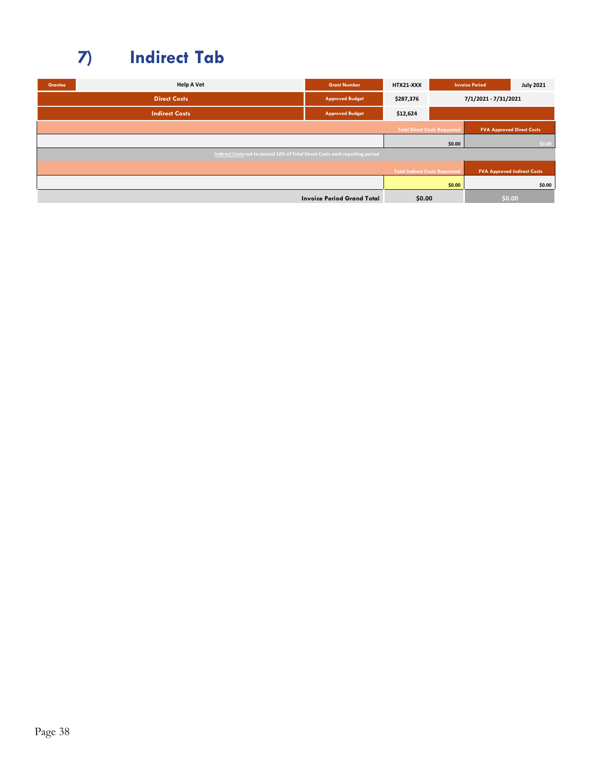# 7) Indirect Tab

| Grantee | Help A Vet | Grant Number | HTX21-XXX | Invoice Period | July 2021 |
|---|---|---|---|---|---|
| Direct Costs | | Approved Budget | $287,376 | 7/1/2021 - 7/31/2021 | |
| Indirect Costs | | Approved Budget | $12,624 | | |
| | | | Total Direct Costs Requested | FVA Approved Direct Costs | |
| | | | $0.00 | $0.00 | |
| Indirect Costs not to exceed 10% of Total Direct Costs each reporting period | | | | | |
| | | | Total Indirect Costs Requested | FVA Approved Indirect Costs | |
| | | | $0.00 | $0.00 | |
| | | Invoice Period Grand Total | $0.00 | $0.00 | |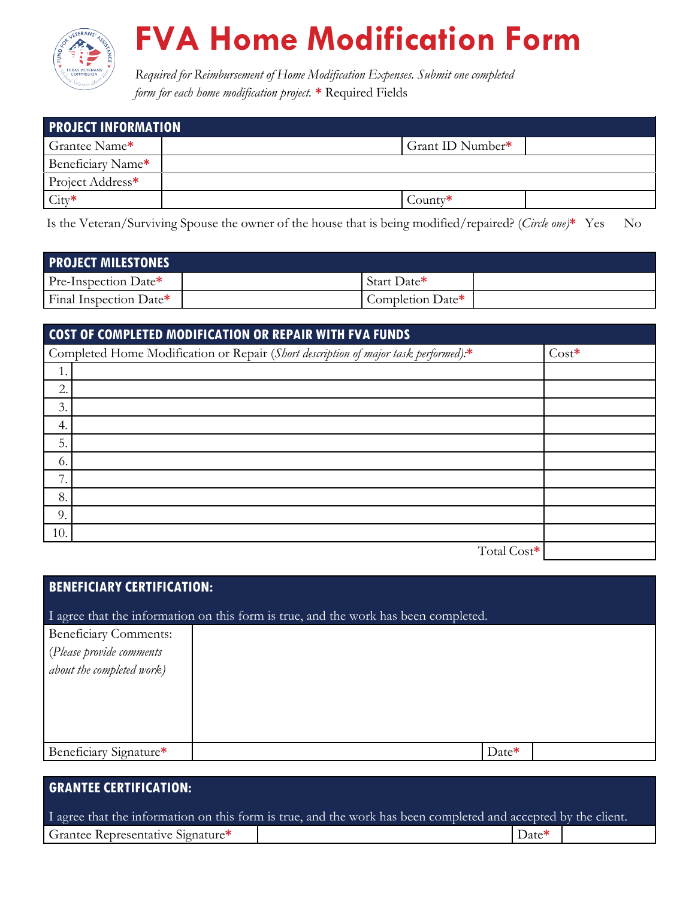# FVA Home Modification Form

*Required for Reimbursement of Home Modification Expenses. Submit one completed form for each home modification project.* * Required Fields

| PROJECT INFORMATION | | | |
|---|---|---|---|
| Grantee Name* | | Grant ID Number* | |
| Beneficiary Name* | | | |
| Project Address* | | | |
| City* | | County* | |

Is the Veteran/Surviving Spouse the owner of the house that is being modified/repaired? (*Circle one*)* Yes No

| PROJECT MILESTONES | | | |
|---|---|---|---|
| Pre-Inspection Date* | | Start Date* | |
| Final Inspection Date* | | Completion Date* | |

| COST OF COMPLETED MODIFICATION OR REPAIR WITH FVA FUNDS | | |
|---|---|---|
| Completed Home Modification or Repair (*Short description of major task performed*):* | | Cost* |
| 1. | | |
| 2. | | |
| 3. | | |
| 4. | | |
| 5. | | |
| 6. | | |
| 7. | | |
| 8. | | |
| 9. | | |
| 10. | | |
| | Total Cost* | |

| BENEFICIARY CERTIFICATION: | | | |
|---|---|---|---|
| I agree that the information on this form is true, and the work has been completed. | | | |
| Beneficiary Comments: (*Please provide comments about the completed work*) | | | |
| Beneficiary Signature* | | Date* | |

| GRANTEE CERTIFICATION: | | | |
|---|---|---|---|
| I agree that the information on this form is true, and the work has been completed and accepted by the client. | | | |
| Grantee Representative Signature* | | Date* | |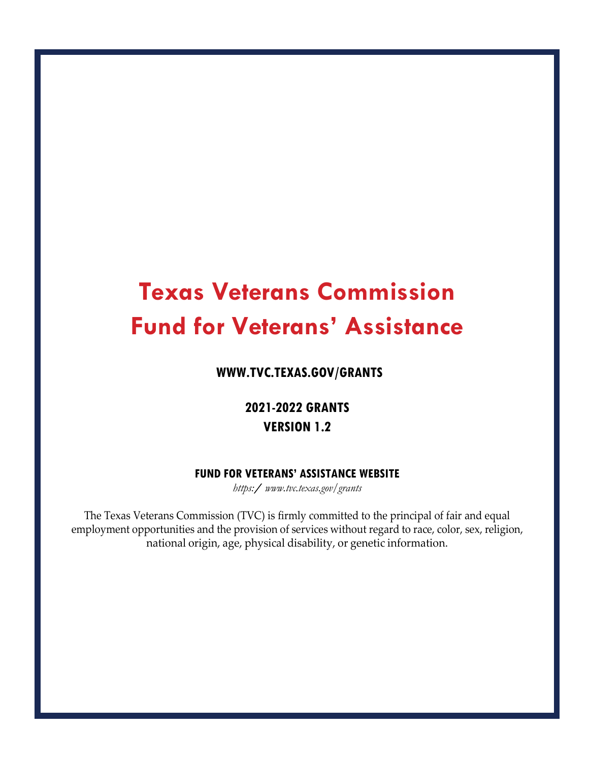# Texas Veterans Commission Fund for Veterans' Assistance

**WWW.TVC.TEXAS.GOV/GRANTS**

**2021-2022 GRANTS**
**VERSION 1.2**

**FUND FOR VETERANS' ASSISTANCE WEBSITE**
*https:/ www.tvc.texas.gov/grants*

The Texas Veterans Commission (TVC) is firmly committed to the principal of fair and equal employment opportunities and the provision of services without regard to race, color, sex, religion, national origin, age, physical disability, or genetic information.